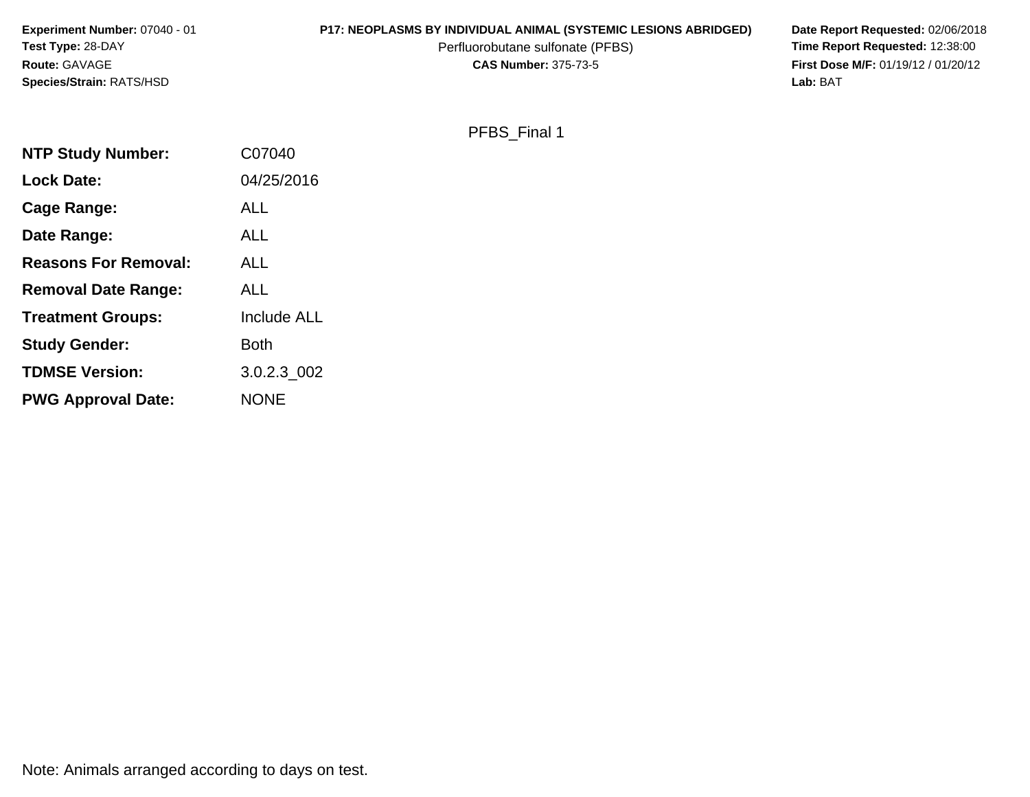**Experiment Number:** 07040 - 01
**Test Type:** 28-DAY
**Route:** GAVAGE
**Species/Strain:** RATS/HSD

**P17: NEOPLASMS BY INDIVIDUAL ANIMAL (SYSTEMIC LESIONS ABRIDGED)**
Perfluorobutane sulfonate (PFBS)
**CAS Number:** 375-73-5

**Date Report Requested:** 02/06/2018
**Time Report Requested:** 12:38:00
**First Dose M/F:** 01/19/12 / 01/20/12
**Lab:** BAT

PFBS_Final 1

| | |
|---|---|
| **NTP Study Number:** | C07040 |
| **Lock Date:** | 04/25/2016 |
| **Cage Range:** | ALL |
| **Date Range:** | ALL |
| **Reasons For Removal:** | ALL |
| **Removal Date Range:** | ALL |
| **Treatment Groups:** | Include ALL |
| **Study Gender:** | Both |
| **TDMSE Version:** | 3.0.2.3_002 |
| **PWG Approval Date:** | NONE |

Note: Animals arranged according to days on test.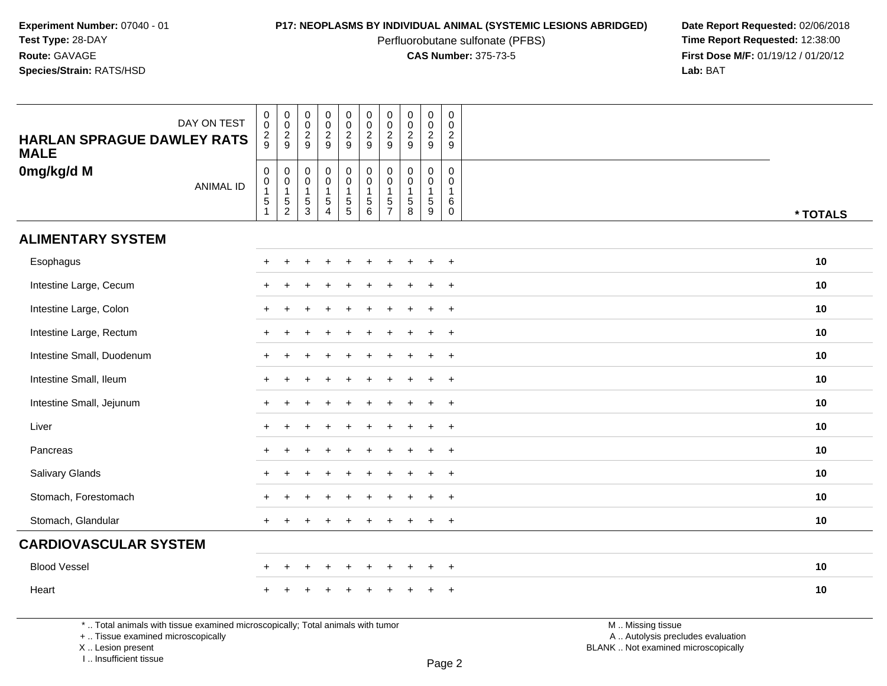**Experiment Number:** 07040 - 01
**Test Type:** 28-DAY
**Route:** GAVAGE
**Species/Strain:** RATS/HSD

**P17: NEOPLASMS BY INDIVIDUAL ANIMAL (SYSTEMIC LESIONS ABRIDGED)**
Perfluorobutane sulfonate (PFBS)
**CAS Number:** 375-73-5

**Date Report Requested:** 02/06/2018
**Time Report Requested:** 12:38:00
**First Dose M/F:** 01/19/12 / 01/20/12
**Lab:** BAT

| **HARLAN SPRAGUE DAWLEY RATS MALE** DAY ON TEST | 0029 | 0029 | 0029 | 0029 | 0029 | 0029 | 0029 | 0029 | 0029 | 0029 | |
|---|---|---|---|---|---|---|---|---|---|---|---|
| **0mg/kg/d M** ANIMAL ID | 00151 | 00152 | 00153 | 00154 | 00155 | 00156 | 00157 | 00158 | 00159 | 00160 | *** TOTALS** |
| **ALIMENTARY SYSTEM** | | | | | | | | | | | |
| Esophagus | + | + | + | + | + | + | + | + | + | + | **10** |
| Intestine Large, Cecum | + | + | + | + | + | + | + | + | + | + | **10** |
| Intestine Large, Colon | + | + | + | + | + | + | + | + | + | + | **10** |
| Intestine Large, Rectum | + | + | + | + | + | + | + | + | + | + | **10** |
| Intestine Small, Duodenum | + | + | + | + | + | + | + | + | + | + | **10** |
| Intestine Small, Ileum | + | + | + | + | + | + | + | + | + | + | **10** |
| Intestine Small, Jejunum | + | + | + | + | + | + | + | + | + | + | **10** |
| Liver | + | + | + | + | + | + | + | + | + | + | **10** |
| Pancreas | + | + | + | + | + | + | + | + | + | + | **10** |
| Salivary Glands | + | + | + | + | + | + | + | + | + | + | **10** |
| Stomach, Forestomach | + | + | + | + | + | + | + | + | + | + | **10** |
| Stomach, Glandular | + | + | + | + | + | + | + | + | + | + | **10** |
| **CARDIOVASCULAR SYSTEM** | | | | | | | | | | | |
| Blood Vessel | + | + | + | + | + | + | + | + | + | + | **10** |
| Heart | + | + | + | + | + | + | + | + | + | + | **10** |

* .. Total animals with tissue examined microscopically; Total animals with tumor
+ .. Tissue examined microscopically
X .. Lesion present
I .. Insufficient tissue

M .. Missing tissue
A .. Autolysis precludes evaluation
BLANK .. Not examined microscopically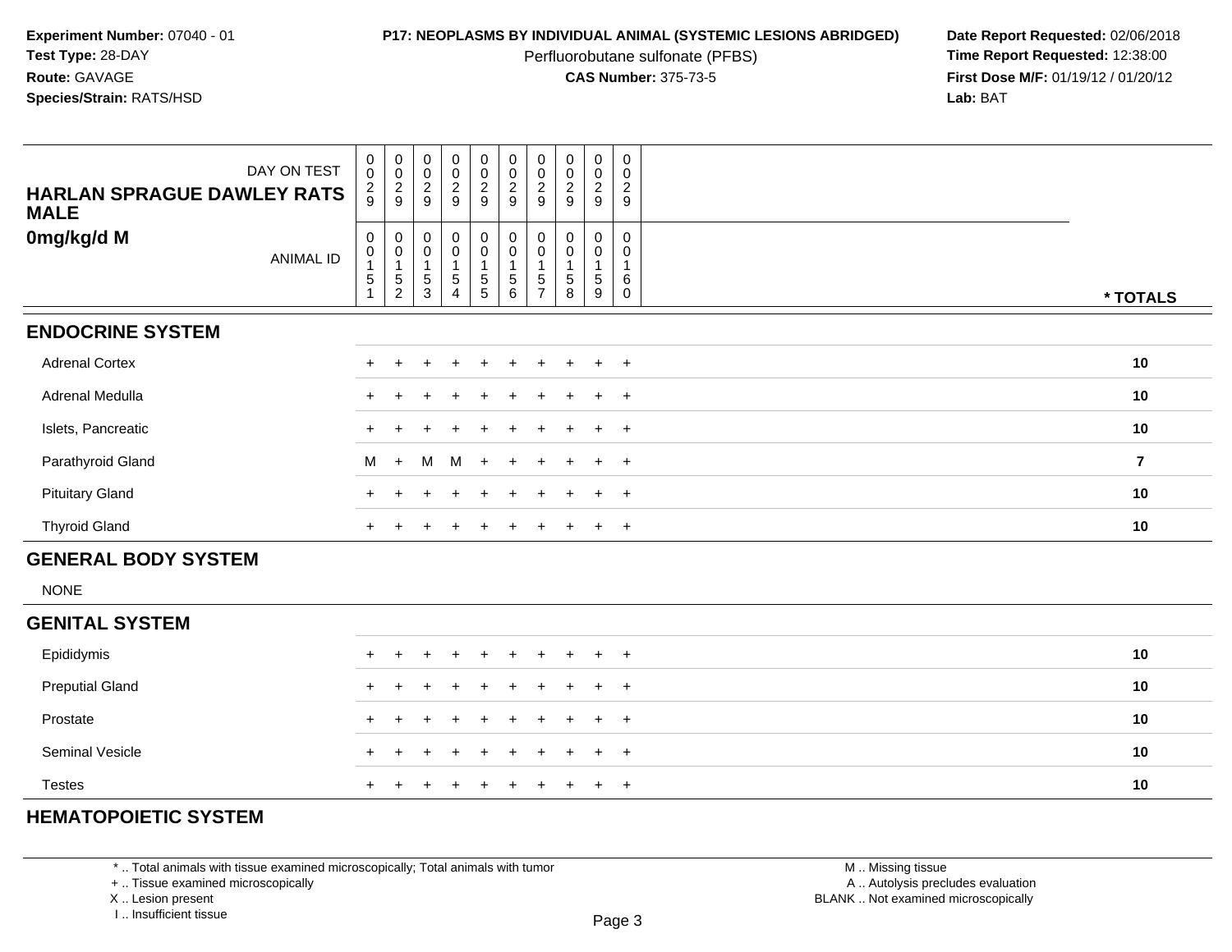**Experiment Number:** 07040 - 01
**Test Type:** 28-DAY
**Route:** GAVAGE
**Species/Strain:** RATS/HSD

**P17: NEOPLASMS BY INDIVIDUAL ANIMAL (SYSTEMIC LESIONS ABRIDGED)**
Perfluorobutane sulfonate (PFBS)
**CAS Number:** 375-73-5

**Date Report Requested:** 02/06/2018
**Time Report Requested:** 12:38:00
**First Dose M/F:** 01/19/12 / 01/20/12
**Lab:** BAT

| HARLAN SPRAGUE DAWLEY RATS MALE 0mg/kg/d M | | | | | | | | | | | |
|---|---|---|---|---|---|---|---|---|---|---|---|
| DAY ON TEST | 0029 | 0029 | 0029 | 0029 | 0029 | 0029 | 0029 | 0029 | 0029 | 0029 | |
| ANIMAL ID | 00151 | 00152 | 00153 | 00154 | 00155 | 00156 | 00157 | 00158 | 00159 | 00160 | * TOTALS |
| **ENDOCRINE SYSTEM** | | | | | | | | | | | |
| Adrenal Cortex | + | + | + | + | + | + | + | + | + | + | 10 |
| Adrenal Medulla | + | + | + | + | + | + | + | + | + | + | 10 |
| Islets, Pancreatic | + | + | + | + | + | + | + | + | + | + | 10 |
| Parathyroid Gland | M | + | M | M | + | + | + | + | + | + | 7 |
| Pituitary Gland | + | + | + | + | + | + | + | + | + | + | 10 |
| Thyroid Gland | + | + | + | + | + | + | + | + | + | + | 10 |
| **GENERAL BODY SYSTEM** | | | | | | | | | | | |
| NONE | | | | | | | | | | | |
| **GENITAL SYSTEM** | | | | | | | | | | | |
| Epididymis | + | + | + | + | + | + | + | + | + | + | 10 |
| Preputial Gland | + | + | + | + | + | + | + | + | + | + | 10 |
| Prostate | + | + | + | + | + | + | + | + | + | + | 10 |
| Seminal Vesicle | + | + | + | + | + | + | + | + | + | + | 10 |
| Testes | + | + | + | + | + | + | + | + | + | + | 10 |
| **HEMATOPOIETIC SYSTEM** | | | | | | | | | | | |

* .. Total animals with tissue examined microscopically; Total animals with tumor
+ .. Tissue examined microscopically
X .. Lesion present
I .. Insufficient tissue

M .. Missing tissue
A .. Autolysis precludes evaluation
BLANK .. Not examined microscopically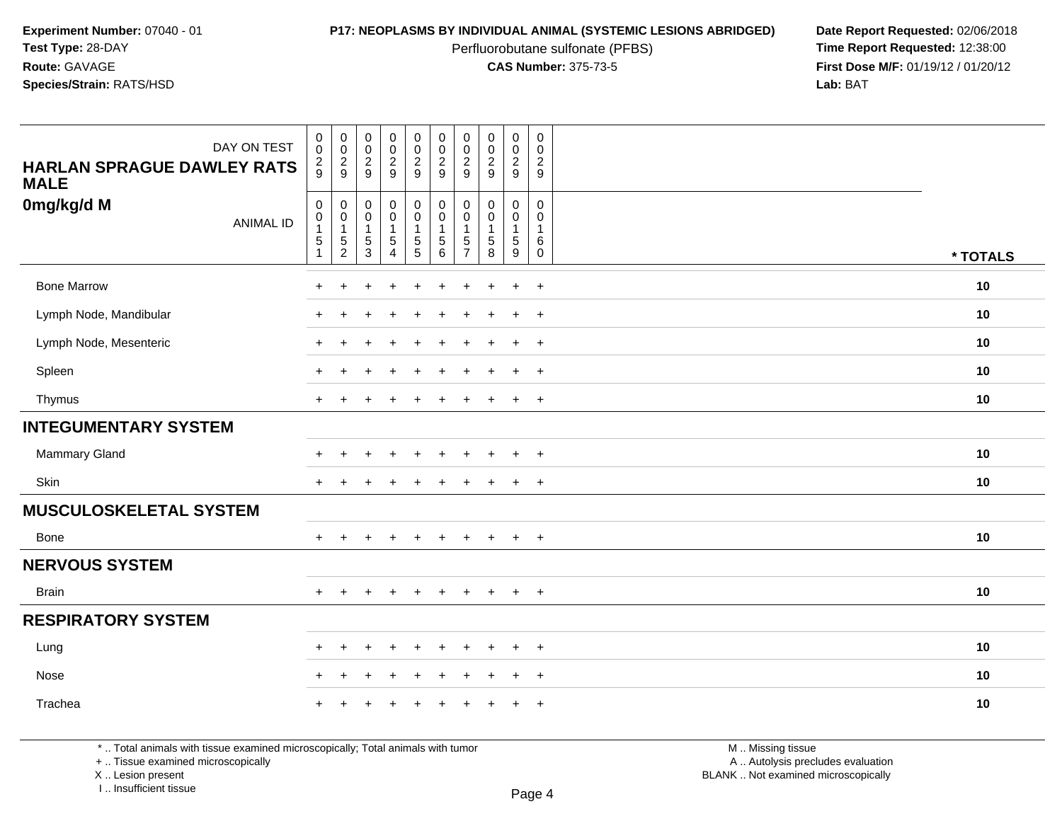**Experiment Number:** 07040 - 01
**Test Type:** 28-DAY
**Route:** GAVAGE
**Species/Strain:** RATS/HSD

**P17: NEOPLASMS BY INDIVIDUAL ANIMAL (SYSTEMIC LESIONS ABRIDGED)**
Perfluorobutane sulfonate (PFBS)
**CAS Number:** 375-73-5

**Date Report Requested:** 02/06/2018
**Time Report Requested:** 12:38:00
**First Dose M/F:** 01/19/12 / 01/20/12
**Lab:** BAT

| DAY ON TEST<br>**HARLAN SPRAGUE DAWLEY RATS MALE**<br>**0mg/kg/d M** ANIMAL ID | 0029<br>00151 | 0029<br>00152 | 0029<br>00153 | 0029<br>00154 | 0029<br>00155 | 0029<br>00156 | 0029<br>00157 | 0029<br>00158 | 0029<br>00159 | 0029<br>00160 | * TOTALS |
|---|---|---|---|---|---|---|---|---|---|---|---|
| Bone Marrow | + | + | + | + | + | + | + | + | + | + | 10 |
| Lymph Node, Mandibular | + | + | + | + | + | + | + | + | + | + | 10 |
| Lymph Node, Mesenteric | + | + | + | + | + | + | + | + | + | + | 10 |
| Spleen | + | + | + | + | + | + | + | + | + | + | 10 |
| Thymus | + | + | + | + | + | + | + | + | + | + | 10 |
| **INTEGUMENTARY SYSTEM** | | | | | | | | | | | |
| Mammary Gland | + | + | + | + | + | + | + | + | + | + | 10 |
| Skin | + | + | + | + | + | + | + | + | + | + | 10 |
| **MUSCULOSKELETAL SYSTEM** | | | | | | | | | | | |
| Bone | + | + | + | + | + | + | + | + | + | + | 10 |
| **NERVOUS SYSTEM** | | | | | | | | | | | |
| Brain | + | + | + | + | + | + | + | + | + | + | 10 |
| **RESPIRATORY SYSTEM** | | | | | | | | | | | |
| Lung | + | + | + | + | + | + | + | + | + | + | 10 |
| Nose | + | + | + | + | + | + | + | + | + | + | 10 |
| Trachea | + | + | + | + | + | + | + | + | + | + | 10 |

* .. Total animals with tissue examined microscopically; Total animals with tumor
+ .. Tissue examined microscopically
X .. Lesion present
I .. Insufficient tissue

M .. Missing tissue
A .. Autolysis precludes evaluation
BLANK .. Not examined microscopically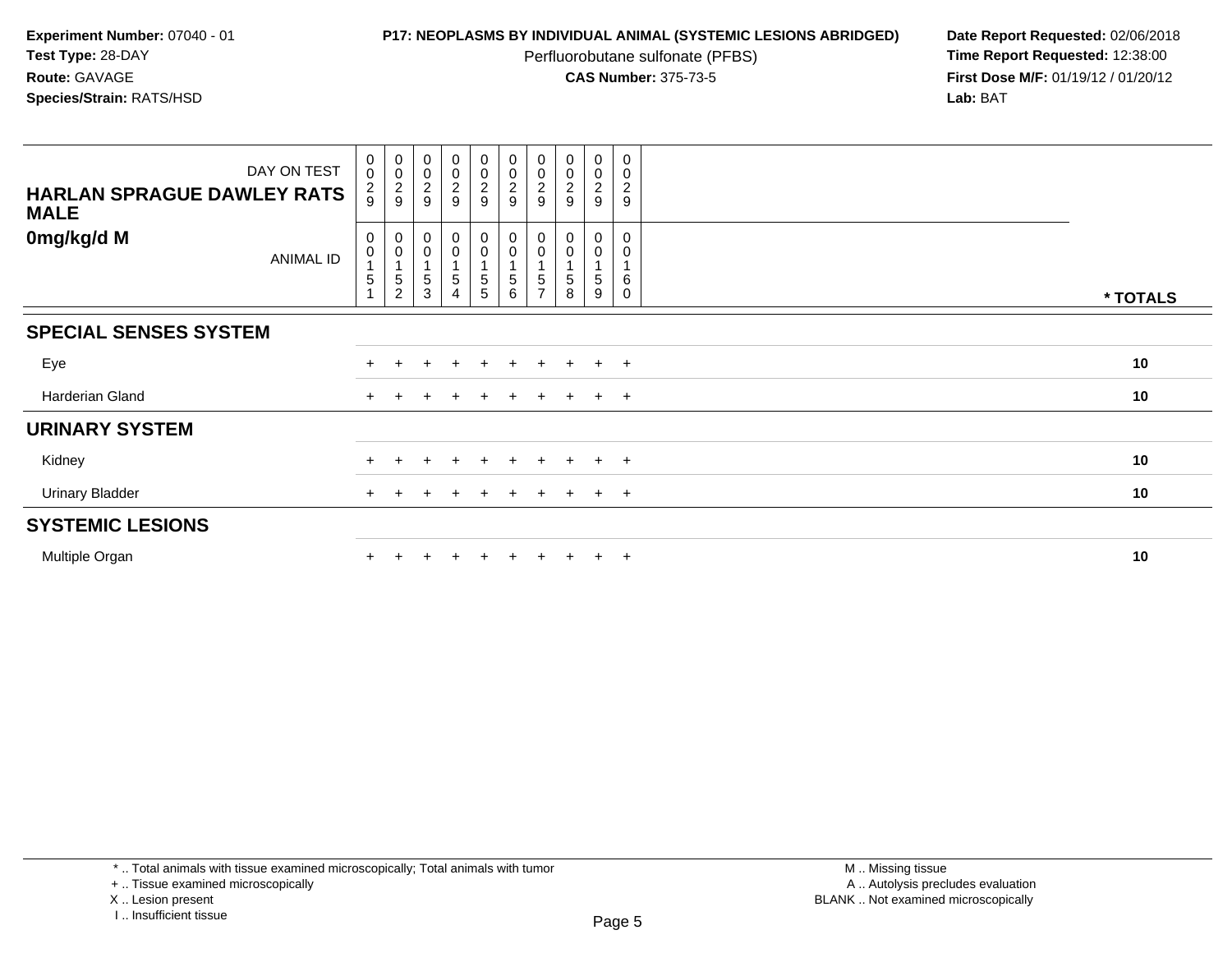**Experiment Number:** 07040 - 01
**Test Type:** 28-DAY
**Route:** GAVAGE
**Species/Strain:** RATS/HSD

**P17: NEOPLASMS BY INDIVIDUAL ANIMAL (SYSTEMIC LESIONS ABRIDGED)**
Perfluorobutane sulfonate (PFBS)
**CAS Number:** 375-73-5

**Date Report Requested:** 02/06/2018
**Time Report Requested:** 12:38:00
**First Dose M/F:** 01/19/12 / 01/20/12
**Lab:** BAT

| DAY ON TEST | 0029 | 0029 | 0029 | 0029 | 0029 | 0029 | 0029 | 0029 | 0029 | 0029 | |
|---|---|---|---|---|---|---|---|---|---|---|---|
| **HARLAN SPRAGUE DAWLEY RATS MALE** | | | | | | | | | | | |
| **0mg/kg/d M** ANIMAL ID | 00151 | 00152 | 00153 | 00154 | 00155 | 00156 | 00157 | 00158 | 00159 | 00160 | *** TOTALS** |
| **SPECIAL SENSES SYSTEM** | | | | | | | | | | | |
| Eye | + | + | + | + | + | + | + | + | + | + | **10** |
| Harderian Gland | + | + | + | + | + | + | + | + | + | + | **10** |
| **URINARY SYSTEM** | | | | | | | | | | | |
| Kidney | + | + | + | + | + | + | + | + | + | + | **10** |
| Urinary Bladder | + | + | + | + | + | + | + | + | + | + | **10** |
| **SYSTEMIC LESIONS** | | | | | | | | | | | |
| Multiple Organ | + | + | + | + | + | + | + | + | + | + | **10** |

* .. Total animals with tissue examined microscopically; Total animals with tumor
+ .. Tissue examined microscopically
X .. Lesion present
I .. Insufficient tissue

M .. Missing tissue
A .. Autolysis precludes evaluation
BLANK .. Not examined microscopically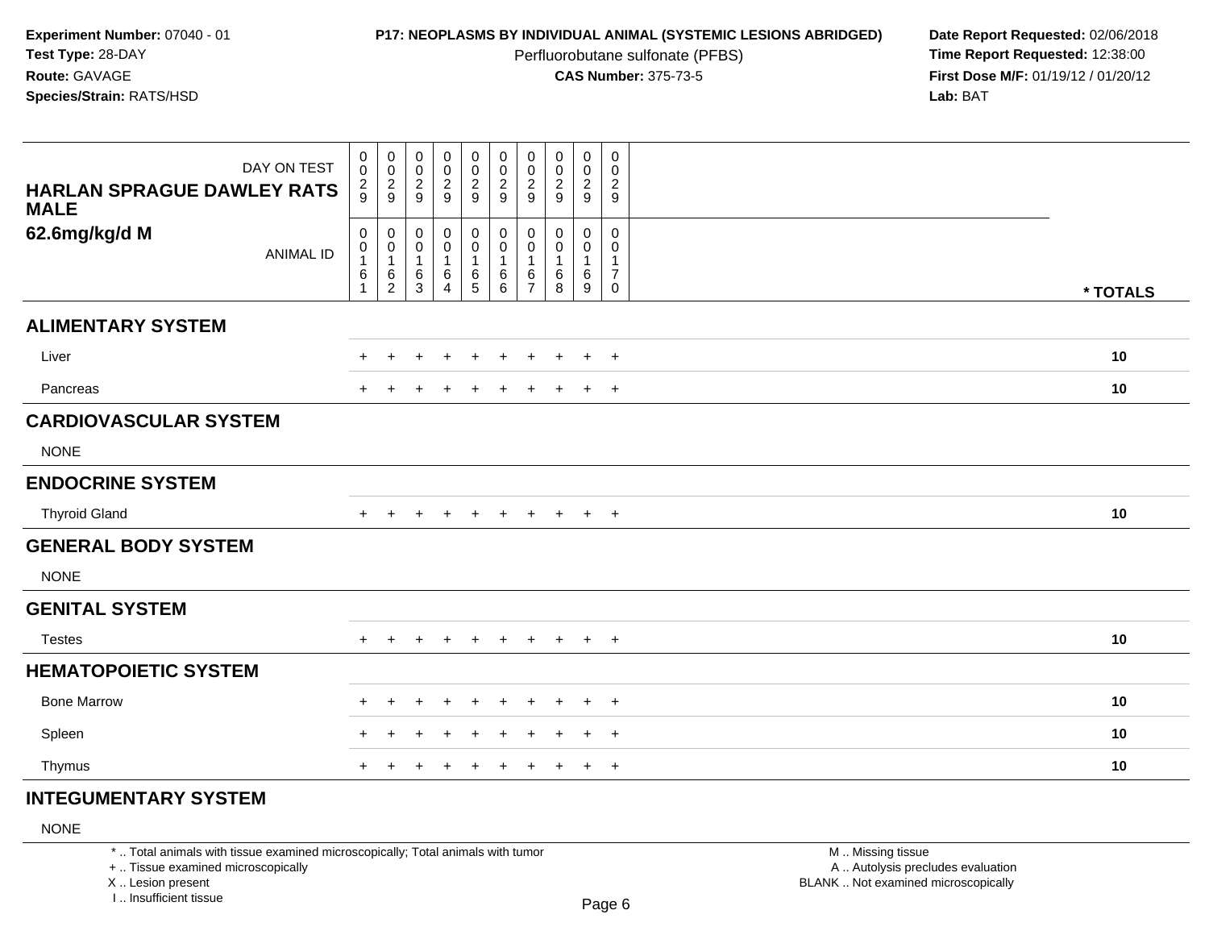**Experiment Number:** 07040 - 01
**Test Type:** 28-DAY
**Route:** GAVAGE
**Species/Strain:** RATS/HSD

**P17: NEOPLASMS BY INDIVIDUAL ANIMAL (SYSTEMIC LESIONS ABRIDGED)**
Perfluorobutane sulfonate (PFBS)
**CAS Number:** 375-73-5

**Date Report Requested:** 02/06/2018
**Time Report Requested:** 12:38:00
**First Dose M/F:** 01/19/12 / 01/20/12
**Lab:** BAT

| DAY ON TEST<br>**HARLAN SPRAGUE DAWLEY RATS MALE**<br>**62.6mg/kg/d M**<br>ANIMAL ID | 0029<br>00161 | 0029<br>00162 | 0029<br>00163 | 0029<br>00164 | 0029<br>00165 | 0029<br>00166 | 0029<br>00167 | 0029<br>00168 | 0029<br>00169 | 0029<br>00170 | * TOTALS |
|---|---|---|---|---|---|---|---|---|---|---|---|
| **ALIMENTARY SYSTEM** | | | | | | | | | | | |
| Liver | + | + | + | + | + | + | + | + | + | + | 10 |
| Pancreas | + | + | + | + | + | + | + | + | + | + | 10 |
| **CARDIOVASCULAR SYSTEM** | | | | | | | | | | | |
| NONE | | | | | | | | | | | |
| **ENDOCRINE SYSTEM** | | | | | | | | | | | |
| Thyroid Gland | + | + | + | + | + | + | + | + | + | + | 10 |
| **GENERAL BODY SYSTEM** | | | | | | | | | | | |
| NONE | | | | | | | | | | | |
| **GENITAL SYSTEM** | | | | | | | | | | | |
| Testes | + | + | + | + | + | + | + | + | + | + | 10 |
| **HEMATOPOIETIC SYSTEM** | | | | | | | | | | | |
| Bone Marrow | + | + | + | + | + | + | + | + | + | + | 10 |
| Spleen | + | + | + | + | + | + | + | + | + | + | 10 |
| Thymus | + | + | + | + | + | + | + | + | + | + | 10 |
| **INTEGUMENTARY SYSTEM** | | | | | | | | | | | |
| NONE | | | | | | | | | | | |

* .. Total animals with tissue examined microscopically; Total animals with tumor
+ .. Tissue examined microscopically
X .. Lesion present
I .. Insufficient tissue

M .. Missing tissue
A .. Autolysis precludes evaluation
BLANK .. Not examined microscopically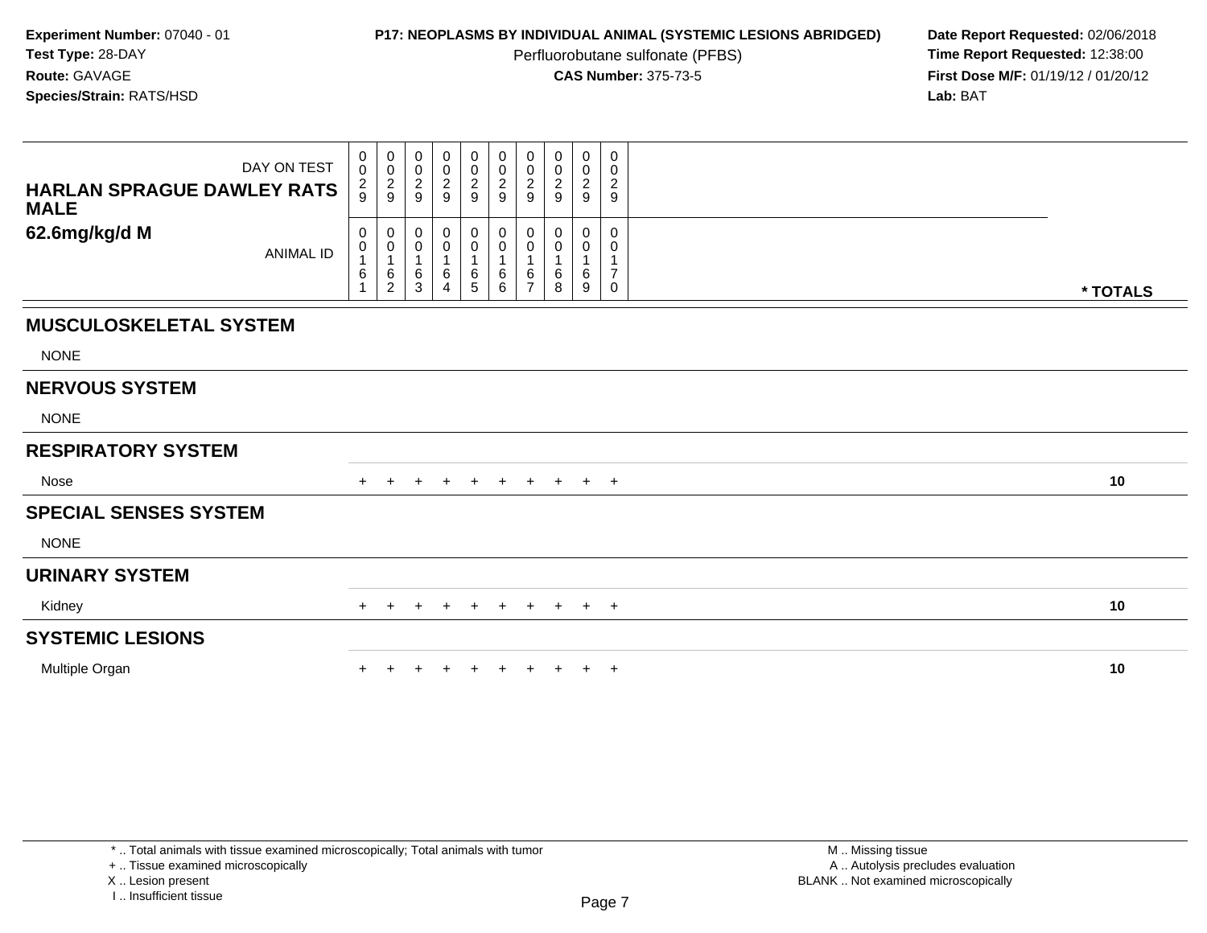**Experiment Number:** 07040 - 01
**Test Type:** 28-DAY
**Route:** GAVAGE
**Species/Strain:** RATS/HSD

**P17: NEOPLASMS BY INDIVIDUAL ANIMAL (SYSTEMIC LESIONS ABRIDGED)**
Perfluorobutane sulfonate (PFBS)
**CAS Number:** 375-73-5

**Date Report Requested:** 02/06/2018
**Time Report Requested:** 12:38:00
**First Dose M/F:** 01/19/12 / 01/20/12
**Lab:** BAT

| HARLAN SPRAGUE DAWLEY RATS MALE 62.6mg/kg/d M | | | | | | | | | | | |
|---|---|---|---|---|---|---|---|---|---|---|---|
| DAY ON TEST | 0029 | 0029 | 0029 | 0029 | 0029 | 0029 | 0029 | 0029 | 0029 | 0029 | |
| ANIMAL ID | 00161 | 00162 | 00163 | 00164 | 00165 | 00166 | 00167 | 00168 | 00169 | 00170 | * TOTALS |
| **MUSCULOSKELETAL SYSTEM** | | | | | | | | | | | |
| NONE | | | | | | | | | | | |
| **NERVOUS SYSTEM** | | | | | | | | | | | |
| NONE | | | | | | | | | | | |
| **RESPIRATORY SYSTEM** | | | | | | | | | | | |
| Nose | + | + | + | + | + | + | + | + | + | + | 10 |
| **SPECIAL SENSES SYSTEM** | | | | | | | | | | | |
| NONE | | | | | | | | | | | |
| **URINARY SYSTEM** | | | | | | | | | | | |
| Kidney | + | + | + | + | + | + | + | + | + | + | 10 |
| **SYSTEMIC LESIONS** | | | | | | | | | | | |
| Multiple Organ | + | + | + | + | + | + | + | + | + | + | 10 |

* .. Total animals with tissue examined microscopically; Total animals with tumor
+ .. Tissue examined microscopically
X .. Lesion present
I .. Insufficient tissue

M .. Missing tissue
A .. Autolysis precludes evaluation
BLANK .. Not examined microscopically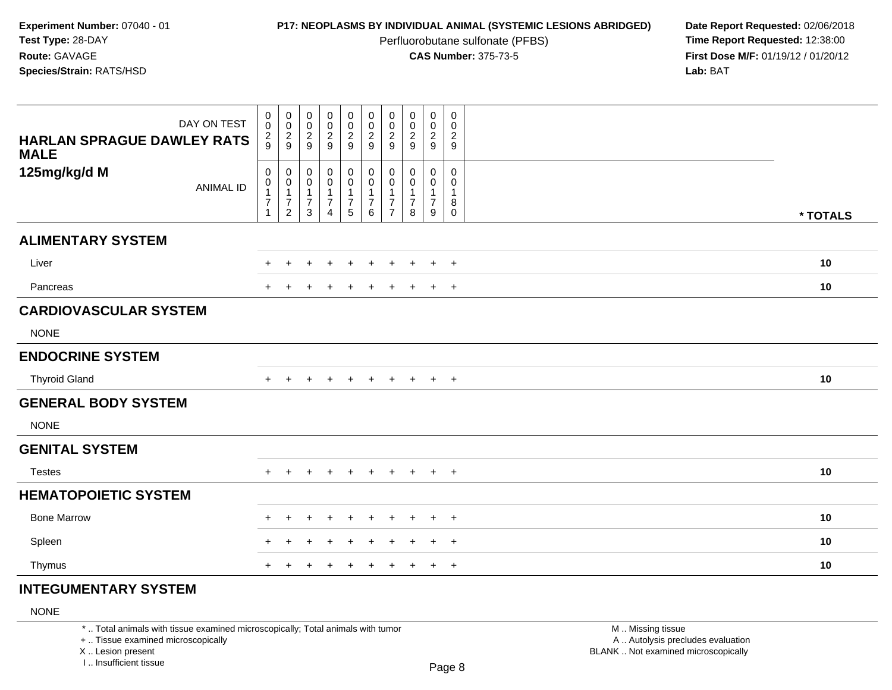**Experiment Number:** 07040 - 01
**Test Type:** 28-DAY
**Route:** GAVAGE
**Species/Strain:** RATS/HSD

**P17: NEOPLASMS BY INDIVIDUAL ANIMAL (SYSTEMIC LESIONS ABRIDGED)**
Perfluorobutane sulfonate (PFBS)
**CAS Number:** 375-73-5

**Date Report Requested:** 02/06/2018
**Time Report Requested:** 12:38:00
**First Dose M/F:** 01/19/12 / 01/20/12
**Lab:** BAT

| HARLAN SPRAGUE DAWLEY RATS MALE 125mg/kg/d M | | | | | | | | | | | |
|---|---|---|---|---|---|---|---|---|---|---|---|
| DAY ON TEST | 0029 | 0029 | 0029 | 0029 | 0029 | 0029 | 0029 | 0029 | 0029 | 0029 | |
| ANIMAL ID | 00171 | 00172 | 00173 | 00174 | 00175 | 00176 | 00177 | 00178 | 00179 | 00180 | * TOTALS |
| **ALIMENTARY SYSTEM** | | | | | | | | | | | |
| Liver | + | + | + | + | + | + | + | + | + | + | 10 |
| Pancreas | + | + | + | + | + | + | + | + | + | + | 10 |
| **CARDIOVASCULAR SYSTEM** | | | | | | | | | | | |
| NONE | | | | | | | | | | | |
| **ENDOCRINE SYSTEM** | | | | | | | | | | | |
| Thyroid Gland | + | + | + | + | + | + | + | + | + | + | 10 |
| **GENERAL BODY SYSTEM** | | | | | | | | | | | |
| NONE | | | | | | | | | | | |
| **GENITAL SYSTEM** | | | | | | | | | | | |
| Testes | + | + | + | + | + | + | + | + | + | + | 10 |
| **HEMATOPOIETIC SYSTEM** | | | | | | | | | | | |
| Bone Marrow | + | + | + | + | + | + | + | + | + | + | 10 |
| Spleen | + | + | + | + | + | + | + | + | + | + | 10 |
| Thymus | + | + | + | + | + | + | + | + | + | + | 10 |
| **INTEGUMENTARY SYSTEM** | | | | | | | | | | | |
| NONE | | | | | | | | | | | |

* .. Total animals with tissue examined microscopically; Total animals with tumor
+ .. Tissue examined microscopically
X .. Lesion present
I .. Insufficient tissue

M .. Missing tissue
A .. Autolysis precludes evaluation
BLANK .. Not examined microscopically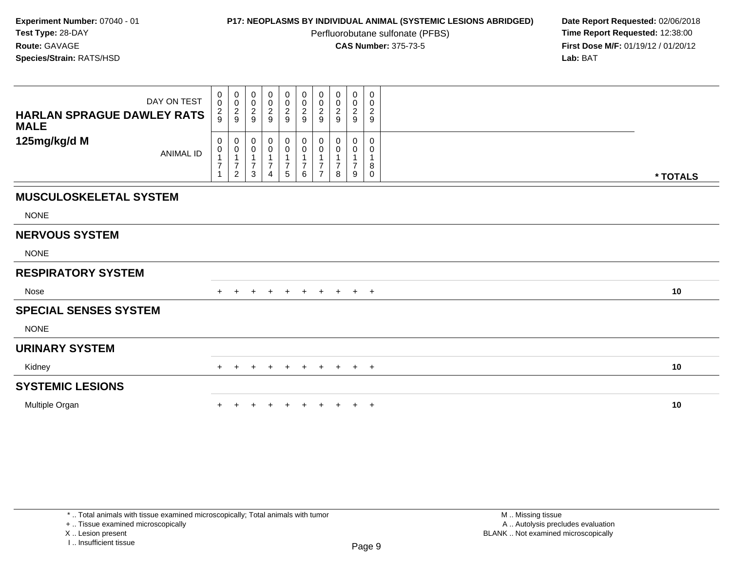**Experiment Number:** 07040 - 01
**Test Type:** 28-DAY
**Route:** GAVAGE
**Species/Strain:** RATS/HSD

**P17: NEOPLASMS BY INDIVIDUAL ANIMAL (SYSTEMIC LESIONS ABRIDGED)**
Perfluorobutane sulfonate (PFBS)
**CAS Number:** 375-73-5

**Date Report Requested:** 02/06/2018
**Time Report Requested:** 12:38:00
**First Dose M/F:** 01/19/12 / 01/20/12
**Lab:** BAT

| HARLAN SPRAGUE DAWLEY RATS MALE 125mg/kg/d M | | | | | | | | | | | |
|---|---|---|---|---|---|---|---|---|---|---|---|
| DAY ON TEST | 0029 | 0029 | 0029 | 0029 | 0029 | 0029 | 0029 | 0029 | 0029 | 0029 | |
| ANIMAL ID | 00171 | 00172 | 00173 | 00174 | 00175 | 00176 | 00177 | 00178 | 00179 | 00180 | * TOTALS |
| **MUSCULOSKELETAL SYSTEM** | | | | | | | | | | | |
| NONE | | | | | | | | | | | |
| **NERVOUS SYSTEM** | | | | | | | | | | | |
| NONE | | | | | | | | | | | |
| **RESPIRATORY SYSTEM** | | | | | | | | | | | |
| Nose | + | + | + | + | + | + | + | + | + | + | 10 |
| **SPECIAL SENSES SYSTEM** | | | | | | | | | | | |
| NONE | | | | | | | | | | | |
| **URINARY SYSTEM** | | | | | | | | | | | |
| Kidney | + | + | + | + | + | + | + | + | + | + | 10 |
| **SYSTEMIC LESIONS** | | | | | | | | | | | |
| Multiple Organ | + | + | + | + | + | + | + | + | + | + | 10 |

* .. Total animals with tissue examined microscopically; Total animals with tumor
+ .. Tissue examined microscopically
X .. Lesion present
I .. Insufficient tissue

M .. Missing tissue
A .. Autolysis precludes evaluation
BLANK .. Not examined microscopically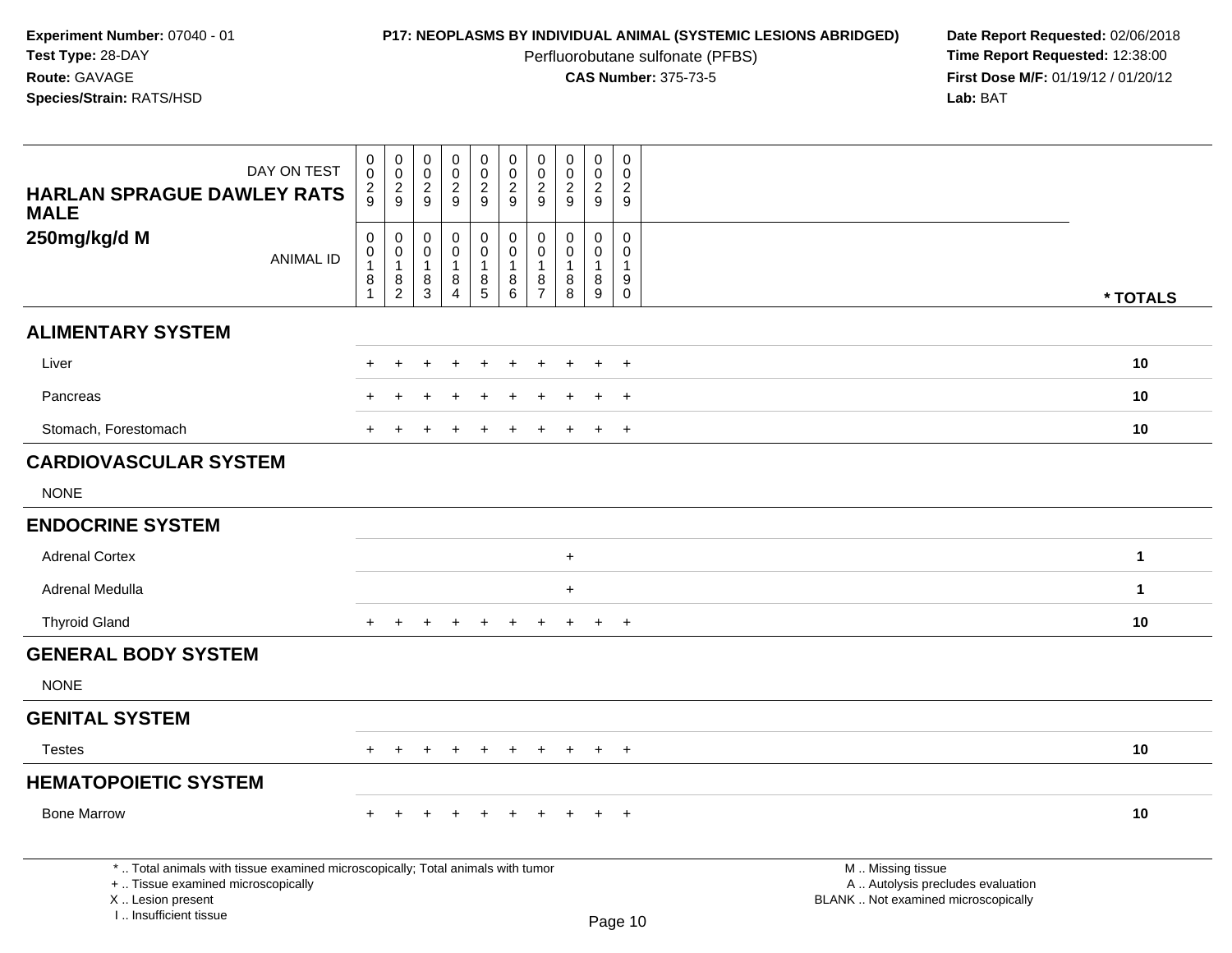**Experiment Number:** 07040 - 01
**Test Type:** 28-DAY
**Route:** GAVAGE
**Species/Strain:** RATS/HSD

**P17: NEOPLASMS BY INDIVIDUAL ANIMAL (SYSTEMIC LESIONS ABRIDGED)**
Perfluorobutane sulfonate (PFBS)
**CAS Number:** 375-73-5

**Date Report Requested:** 02/06/2018
**Time Report Requested:** 12:38:00
**First Dose M/F:** 01/19/12 / 01/20/12
**Lab:** BAT

**HARLAN SPRAGUE DAWLEY RATS MALE**
**250mg/kg/d M**

| DAY ON TEST | 0029 | 0029 | 0029 | 0029 | 0029 | 0029 | 0029 | 0029 | 0029 | 0029 | |
|---|---|---|---|---|---|---|---|---|---|---|---|
| ANIMAL ID | 00181 | 00182 | 00183 | 00184 | 00185 | 00186 | 00187 | 00188 | 00189 | 00190 | * TOTALS |
| **ALIMENTARY SYSTEM** | | | | | | | | | | | |
| Liver | + | + | + | + | + | + | + | + | + | + | 10 |
| Pancreas | + | + | + | + | + | + | + | + | + | + | 10 |
| Stomach, Forestomach | + | + | + | + | + | + | + | + | + | + | 10 |
| **CARDIOVASCULAR SYSTEM** | | | | | | | | | | | |
| NONE | | | | | | | | | | | |
| **ENDOCRINE SYSTEM** | | | | | | | | | | | |
| Adrenal Cortex | | | | | | | | + | | | 1 |
| Adrenal Medulla | | | | | | | | + | | | 1 |
| Thyroid Gland | + | + | + | + | + | + | + | + | + | + | 10 |
| **GENERAL BODY SYSTEM** | | | | | | | | | | | |
| NONE | | | | | | | | | | | |
| **GENITAL SYSTEM** | | | | | | | | | | | |
| Testes | + | + | + | + | + | + | + | + | + | + | 10 |
| **HEMATOPOIETIC SYSTEM** | | | | | | | | | | | |
| Bone Marrow | + | + | + | + | + | + | + | + | + | + | 10 |

* .. Total animals with tissue examined microscopically; Total animals with tumor
+ .. Tissue examined microscopically
X .. Lesion present
I .. Insufficient tissue

M .. Missing tissue
A .. Autolysis precludes evaluation
BLANK .. Not examined microscopically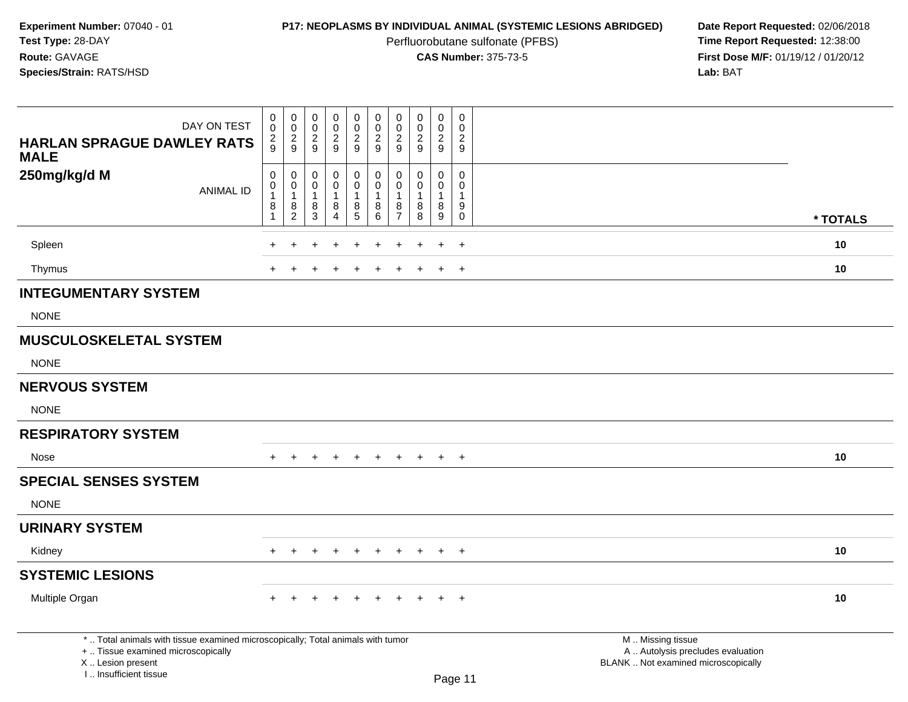**Experiment Number:** 07040 - 01
**Test Type:** 28-DAY
**Route:** GAVAGE
**Species/Strain:** RATS/HSD

**P17: NEOPLASMS BY INDIVIDUAL ANIMAL (SYSTEMIC LESIONS ABRIDGED)**
Perfluorobutane sulfonate (PFBS)
**CAS Number:** 375-73-5

**Date Report Requested:** 02/06/2018
**Time Report Requested:** 12:38:00
**First Dose M/F:** 01/19/12 / 01/20/12
**Lab:** BAT

| HARLAN SPRAGUE DAWLEY RATS MALE 250mg/kg/d M | | | | | | | | | | | |
|---|---|---|---|---|---|---|---|---|---|---|---|
| DAY ON TEST | 0029 | 0029 | 0029 | 0029 | 0029 | 0029 | 0029 | 0029 | 0029 | 0029 | |
| ANIMAL ID | 00181 | 00182 | 00183 | 00184 | 00185 | 00186 | 00187 | 00188 | 00189 | 00190 | * TOTALS |
| Spleen | + | + | + | + | + | + | + | + | + | + | 10 |
| Thymus | + | + | + | + | + | + | + | + | + | + | 10 |
| **INTEGUMENTARY SYSTEM** | | | | | | | | | | | |
| NONE | | | | | | | | | | | |
| **MUSCULOSKELETAL SYSTEM** | | | | | | | | | | | |
| NONE | | | | | | | | | | | |
| **NERVOUS SYSTEM** | | | | | | | | | | | |
| NONE | | | | | | | | | | | |
| **RESPIRATORY SYSTEM** | | | | | | | | | | | |
| Nose | + | + | + | + | + | + | + | + | + | + | 10 |
| **SPECIAL SENSES SYSTEM** | | | | | | | | | | | |
| NONE | | | | | | | | | | | |
| **URINARY SYSTEM** | | | | | | | | | | | |
| Kidney | + | + | + | + | + | + | + | + | + | + | 10 |
| **SYSTEMIC LESIONS** | | | | | | | | | | | |
| Multiple Organ | + | + | + | + | + | + | + | + | + | + | 10 |

\* .. Total animals with tissue examined microscopically; Total animals with tumor
\+ .. Tissue examined microscopically
X .. Lesion present
I .. Insufficient tissue

M .. Missing tissue
A .. Autolysis precludes evaluation
BLANK .. Not examined microscopically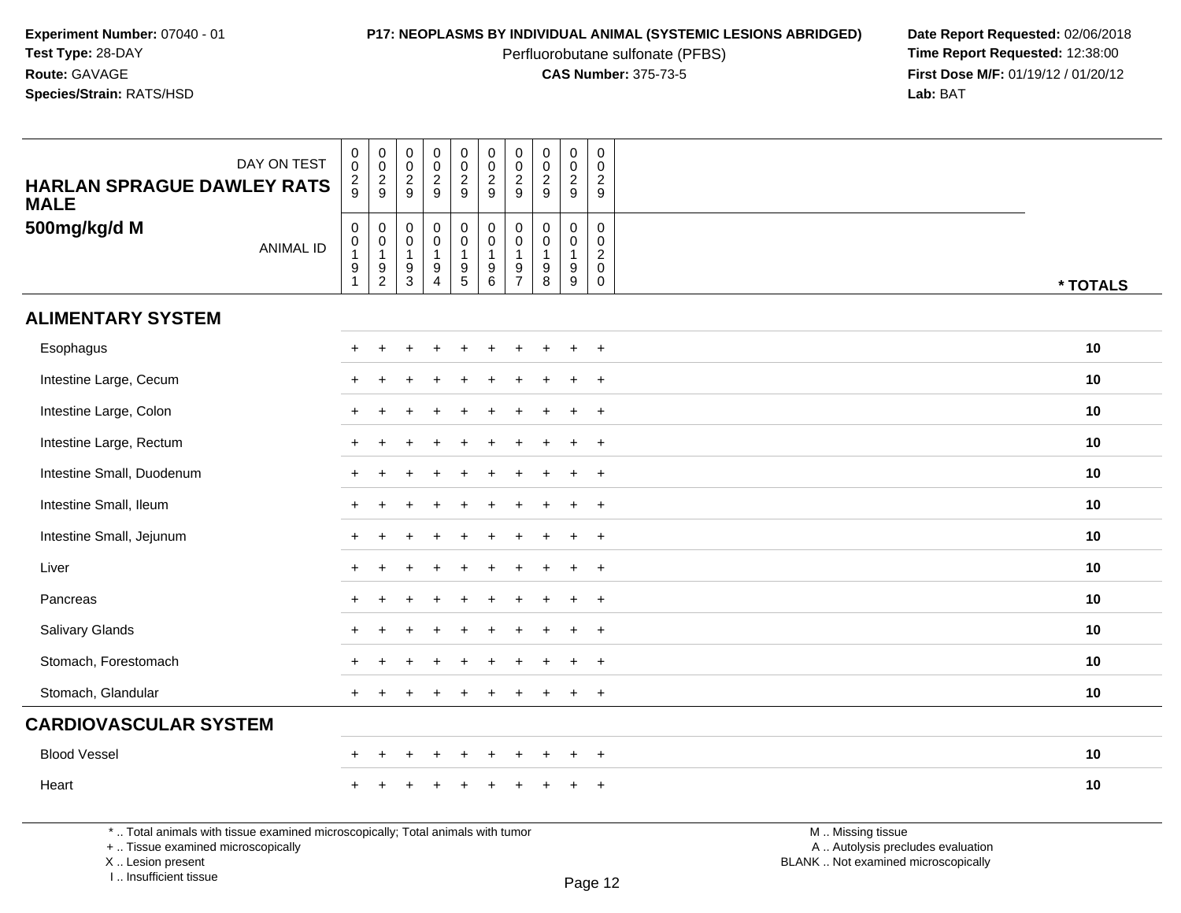**Experiment Number:** 07040 - 01
**Test Type:** 28-DAY
**Route:** GAVAGE
**Species/Strain:** RATS/HSD

**P17: NEOPLASMS BY INDIVIDUAL ANIMAL (SYSTEMIC LESIONS ABRIDGED)**
Perfluorobutane sulfonate (PFBS)
**CAS Number:** 375-73-5

**Date Report Requested:** 02/06/2018
**Time Report Requested:** 12:38:00
**First Dose M/F:** 01/19/12 / 01/20/12
**Lab:** BAT

| HARLAN SPRAGUE DAWLEY RATS MALE 500mg/kg/d M | | | | | | | | | | | |
|---|---|---|---|---|---|---|---|---|---|---|---|
| DAY ON TEST | 0029 | 0029 | 0029 | 0029 | 0029 | 0029 | 0029 | 0029 | 0029 | 0029 | |
| ANIMAL ID | 00191 | 00192 | 00193 | 00194 | 00195 | 00196 | 00197 | 00198 | 00199 | 00200 | * TOTALS |
| **ALIMENTARY SYSTEM** | | | | | | | | | | | |
| Esophagus | + | + | + | + | + | + | + | + | + | + | 10 |
| Intestine Large, Cecum | + | + | + | + | + | + | + | + | + | + | 10 |
| Intestine Large, Colon | + | + | + | + | + | + | + | + | + | + | 10 |
| Intestine Large, Rectum | + | + | + | + | + | + | + | + | + | + | 10 |
| Intestine Small, Duodenum | + | + | + | + | + | + | + | + | + | + | 10 |
| Intestine Small, Ileum | + | + | + | + | + | + | + | + | + | + | 10 |
| Intestine Small, Jejunum | + | + | + | + | + | + | + | + | + | + | 10 |
| Liver | + | + | + | + | + | + | + | + | + | + | 10 |
| Pancreas | + | + | + | + | + | + | + | + | + | + | 10 |
| Salivary Glands | + | + | + | + | + | + | + | + | + | + | 10 |
| Stomach, Forestomach | + | + | + | + | + | + | + | + | + | + | 10 |
| Stomach, Glandular | + | + | + | + | + | + | + | + | + | + | 10 |
| **CARDIOVASCULAR SYSTEM** | | | | | | | | | | | |
| Blood Vessel | + | + | + | + | + | + | + | + | + | + | 10 |
| Heart | + | + | + | + | + | + | + | + | + | + | 10 |

* .. Total animals with tissue examined microscopically; Total animals with tumor
+ .. Tissue examined microscopically
X .. Lesion present
I .. Insufficient tissue

M .. Missing tissue
A .. Autolysis precludes evaluation
BLANK .. Not examined microscopically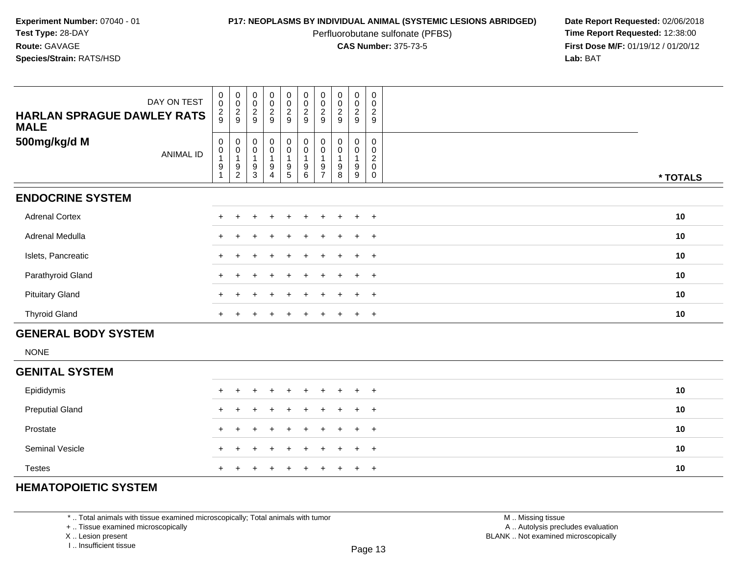**Experiment Number:** 07040 - 01
**Test Type:** 28-DAY
**Route:** GAVAGE
**Species/Strain:** RATS/HSD

**P17: NEOPLASMS BY INDIVIDUAL ANIMAL (SYSTEMIC LESIONS ABRIDGED)**
Perfluorobutane sulfonate (PFBS)
**CAS Number:** 375-73-5

**Date Report Requested:** 02/06/2018
**Time Report Requested:** 12:38:00
**First Dose M/F:** 01/19/12 / 01/20/12
**Lab:** BAT

| **HARLAN SPRAGUE DAWLEY RATS MALE** DAY ON TEST | 0029 | 0029 | 0029 | 0029 | 0029 | 0029 | 0029 | 0029 | 0029 | 0029 | |
|---|---|---|---|---|---|---|---|---|---|---|---|
| **500mg/kg/d M** ANIMAL ID | 00191 | 00192 | 00193 | 00194 | 00195 | 00196 | 00197 | 00198 | 00199 | 00200 | *** TOTALS** |
| **ENDOCRINE SYSTEM** | | | | | | | | | | | |
| Adrenal Cortex | + | + | + | + | + | + | + | + | + | + | **10** |
| Adrenal Medulla | + | + | + | + | + | + | + | + | + | + | **10** |
| Islets, Pancreatic | + | + | + | + | + | + | + | + | + | + | **10** |
| Parathyroid Gland | + | + | + | + | + | + | + | + | + | + | **10** |
| Pituitary Gland | + | + | + | + | + | + | + | + | + | + | **10** |
| Thyroid Gland | + | + | + | + | + | + | + | + | + | + | **10** |
| **GENERAL BODY SYSTEM** | | | | | | | | | | | |
| NONE | | | | | | | | | | | |
| **GENITAL SYSTEM** | | | | | | | | | | | |
| Epididymis | + | + | + | + | + | + | + | + | + | + | **10** |
| Preputial Gland | + | + | + | + | + | + | + | + | + | + | **10** |
| Prostate | + | + | + | + | + | + | + | + | + | + | **10** |
| Seminal Vesicle | + | + | + | + | + | + | + | + | + | + | **10** |
| Testes | + | + | + | + | + | + | + | + | + | + | **10** |
| **HEMATOPOIETIC SYSTEM** | | | | | | | | | | | |

\* .. Total animals with tissue examined microscopically; Total animals with tumor
\+ .. Tissue examined microscopically
X .. Lesion present
I .. Insufficient tissue

M .. Missing tissue
A .. Autolysis precludes evaluation
BLANK .. Not examined microscopically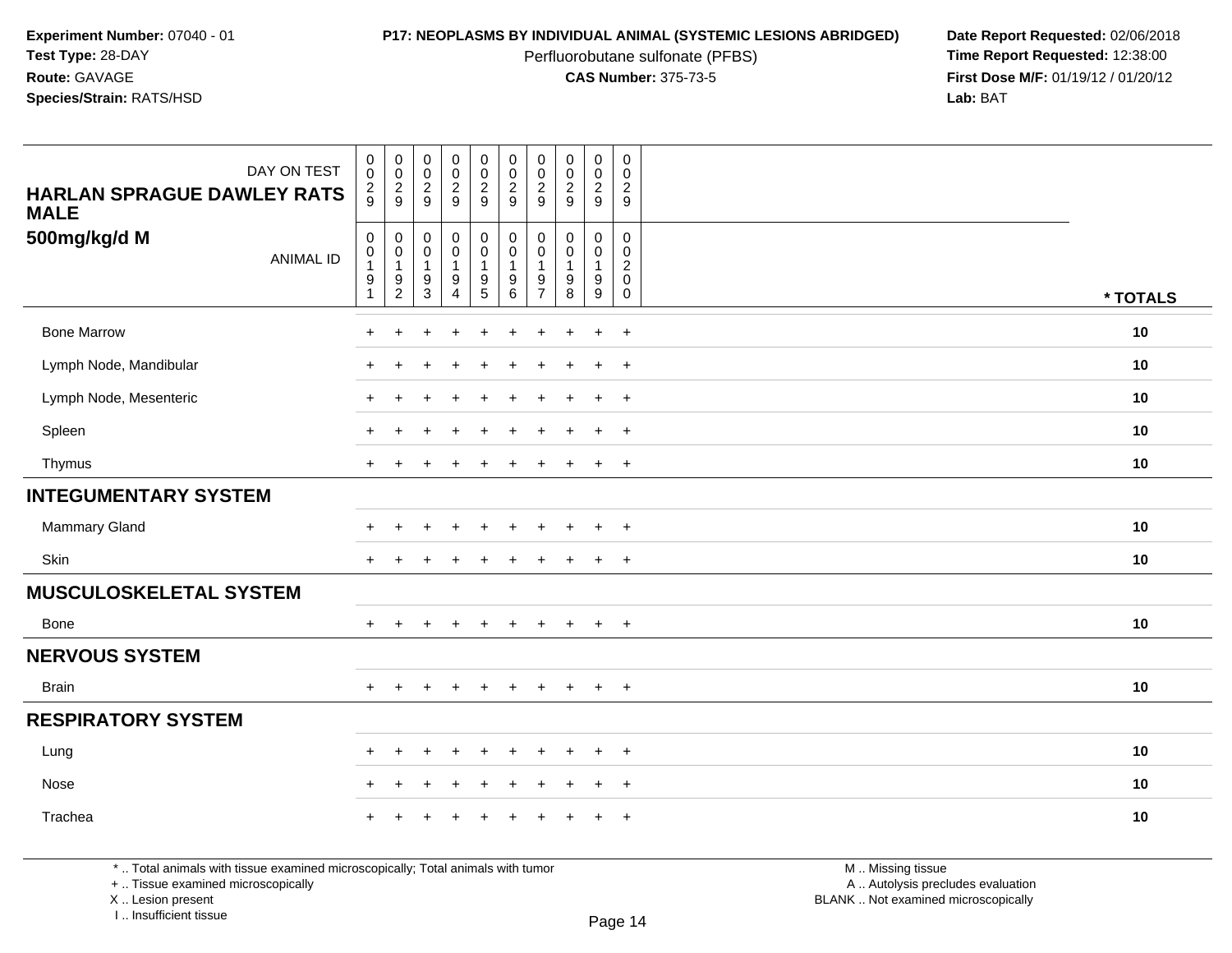**Experiment Number:** 07040 - 01
**Test Type:** 28-DAY
**Route:** GAVAGE
**Species/Strain:** RATS/HSD

**P17: NEOPLASMS BY INDIVIDUAL ANIMAL (SYSTEMIC LESIONS ABRIDGED)**
Perfluorobutane sulfonate (PFBS)
**CAS Number:** 375-73-5

**Date Report Requested:** 02/06/2018
**Time Report Requested:** 12:38:00
**First Dose M/F:** 01/19/12 / 01/20/12
**Lab:** BAT

| HARLAN SPRAGUE DAWLEY RATS MALE 500mg/kg/d M | | | | | | | | | | | |
|---|---|---|---|---|---|---|---|---|---|---|---|
| DAY ON TEST | 0029 | 0029 | 0029 | 0029 | 0029 | 0029 | 0029 | 0029 | 0029 | 0029 | |
| ANIMAL ID | 00191 | 00192 | 00193 | 00194 | 00195 | 00196 | 00197 | 00198 | 00199 | 00200 | * TOTALS |
| Bone Marrow | + | + | + | + | + | + | + | + | + | + | 10 |
| Lymph Node, Mandibular | + | + | + | + | + | + | + | + | + | + | 10 |
| Lymph Node, Mesenteric | + | + | + | + | + | + | + | + | + | + | 10 |
| Spleen | + | + | + | + | + | + | + | + | + | + | 10 |
| Thymus | + | + | + | + | + | + | + | + | + | + | 10 |
| **INTEGUMENTARY SYSTEM** | | | | | | | | | | | |
| Mammary Gland | + | + | + | + | + | + | + | + | + | + | 10 |
| Skin | + | + | + | + | + | + | + | + | + | + | 10 |
| **MUSCULOSKELETAL SYSTEM** | | | | | | | | | | | |
| Bone | + | + | + | + | + | + | + | + | + | + | 10 |
| **NERVOUS SYSTEM** | | | | | | | | | | | |
| Brain | + | + | + | + | + | + | + | + | + | + | 10 |
| **RESPIRATORY SYSTEM** | | | | | | | | | | | |
| Lung | + | + | + | + | + | + | + | + | + | + | 10 |
| Nose | + | + | + | + | + | + | + | + | + | + | 10 |
| Trachea | + | + | + | + | + | + | + | + | + | + | 10 |

* .. Total animals with tissue examined microscopically; Total animals with tumor
+ .. Tissue examined microscopically
X .. Lesion present
I .. Insufficient tissue

M .. Missing tissue
A .. Autolysis precludes evaluation
BLANK .. Not examined microscopically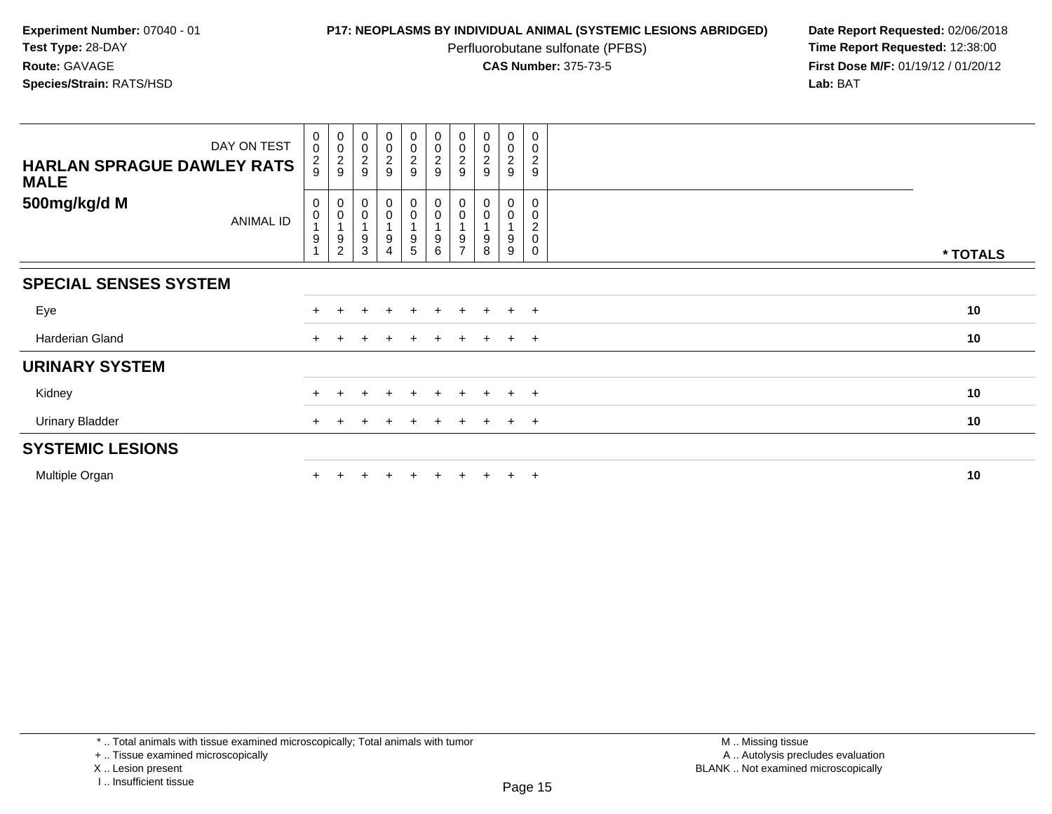**Experiment Number:** 07040 - 01
**Test Type:** 28-DAY
**Route:** GAVAGE
**Species/Strain:** RATS/HSD

**P17: NEOPLASMS BY INDIVIDUAL ANIMAL (SYSTEMIC LESIONS ABRIDGED)**
Perfluorobutane sulfonate (PFBS)
**CAS Number:** 375-73-5

**Date Report Requested:** 02/06/2018
**Time Report Requested:** 12:38:00
**First Dose M/F:** 01/19/12 / 01/20/12
**Lab:** BAT

| DAY ON TEST | 0029 | 0029 | 0029 | 0029 | 0029 | 0029 | 0029 | 0029 | 0029 | 0029 | |
|---|---|---|---|---|---|---|---|---|---|---|---|
| **HARLAN SPRAGUE DAWLEY RATS MALE** | | | | | | | | | | | |
| **500mg/kg/d M** ANIMAL ID | 00191 | 00192 | 00193 | 00194 | 00195 | 00196 | 00197 | 00198 | 00199 | 00200 | *** TOTALS** |
| **SPECIAL SENSES SYSTEM** | | | | | | | | | | | |
| Eye | + | + | + | + | + | + | + | + | + | + | **10** |
| Harderian Gland | + | + | + | + | + | + | + | + | + | + | **10** |
| **URINARY SYSTEM** | | | | | | | | | | | |
| Kidney | + | + | + | + | + | + | + | + | + | + | **10** |
| Urinary Bladder | + | + | + | + | + | + | + | + | + | + | **10** |
| **SYSTEMIC LESIONS** | | | | | | | | | | | |
| Multiple Organ | + | + | + | + | + | + | + | + | + | + | **10** |

* .. Total animals with tissue examined microscopically; Total animals with tumor
+ .. Tissue examined microscopically
X .. Lesion present
I .. Insufficient tissue

M .. Missing tissue
A .. Autolysis precludes evaluation
BLANK .. Not examined microscopically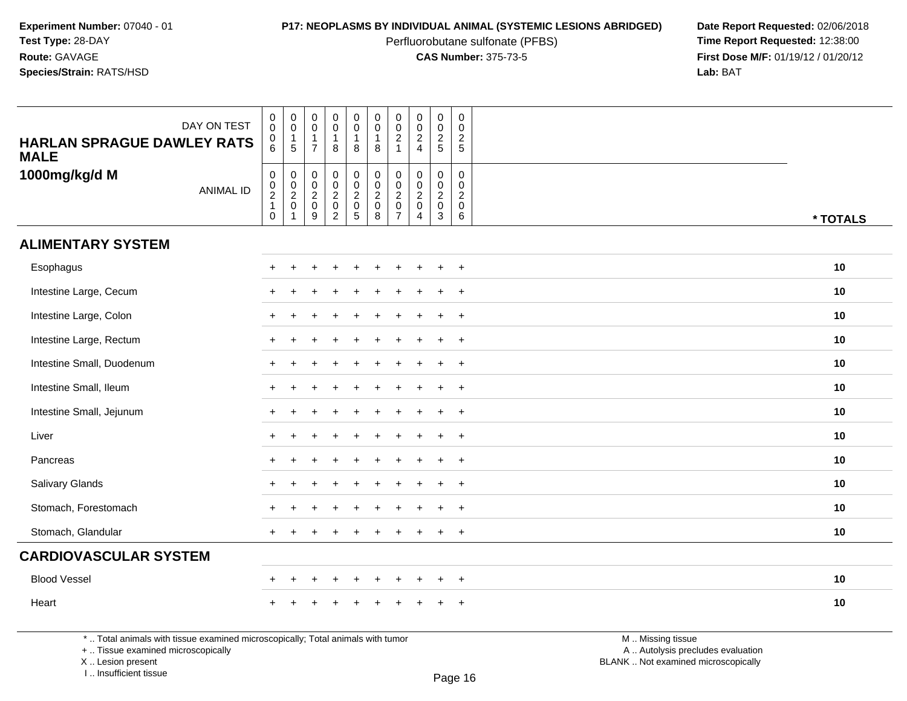**Experiment Number:** 07040 - 01
**Test Type:** 28-DAY
**Route:** GAVAGE
**Species/Strain:** RATS/HSD

**P17: NEOPLASMS BY INDIVIDUAL ANIMAL (SYSTEMIC LESIONS ABRIDGED)**
Perfluorobutane sulfonate (PFBS)
**CAS Number:** 375-73-5

**Date Report Requested:** 02/06/2018
**Time Report Requested:** 12:38:00
**First Dose M/F:** 01/19/12 / 01/20/12
**Lab:** BAT

| HARLAN SPRAGUE DAWLEY RATS MALE 1000mg/kg/d M | | | | | | | | | | | |
|---|---|---|---|---|---|---|---|---|---|---|---|
| DAY ON TEST | 0006 | 0015 | 0017 | 0018 | 0018 | 0018 | 0021 | 0024 | 0025 | 0025 | |
| ANIMAL ID | 00210 | 00201 | 00209 | 00202 | 00205 | 00208 | 00207 | 00204 | 00203 | 00206 | * TOTALS |
| **ALIMENTARY SYSTEM** | | | | | | | | | | | |
| Esophagus | + | + | + | + | + | + | + | + | + | + | 10 |
| Intestine Large, Cecum | + | + | + | + | + | + | + | + | + | + | 10 |
| Intestine Large, Colon | + | + | + | + | + | + | + | + | + | + | 10 |
| Intestine Large, Rectum | + | + | + | + | + | + | + | + | + | + | 10 |
| Intestine Small, Duodenum | + | + | + | + | + | + | + | + | + | + | 10 |
| Intestine Small, Ileum | + | + | + | + | + | + | + | + | + | + | 10 |
| Intestine Small, Jejunum | + | + | + | + | + | + | + | + | + | + | 10 |
| Liver | + | + | + | + | + | + | + | + | + | + | 10 |
| Pancreas | + | + | + | + | + | + | + | + | + | + | 10 |
| Salivary Glands | + | + | + | + | + | + | + | + | + | + | 10 |
| Stomach, Forestomach | + | + | + | + | + | + | + | + | + | + | 10 |
| Stomach, Glandular | + | + | + | + | + | + | + | + | + | + | 10 |
| **CARDIOVASCULAR SYSTEM** | | | | | | | | | | | |
| Blood Vessel | + | + | + | + | + | + | + | + | + | + | 10 |
| Heart | + | + | + | + | + | + | + | + | + | + | 10 |

* .. Total animals with tissue examined microscopically; Total animals with tumor
+ .. Tissue examined microscopically
X .. Lesion present
I .. Insufficient tissue

M .. Missing tissue
A .. Autolysis precludes evaluation
BLANK .. Not examined microscopically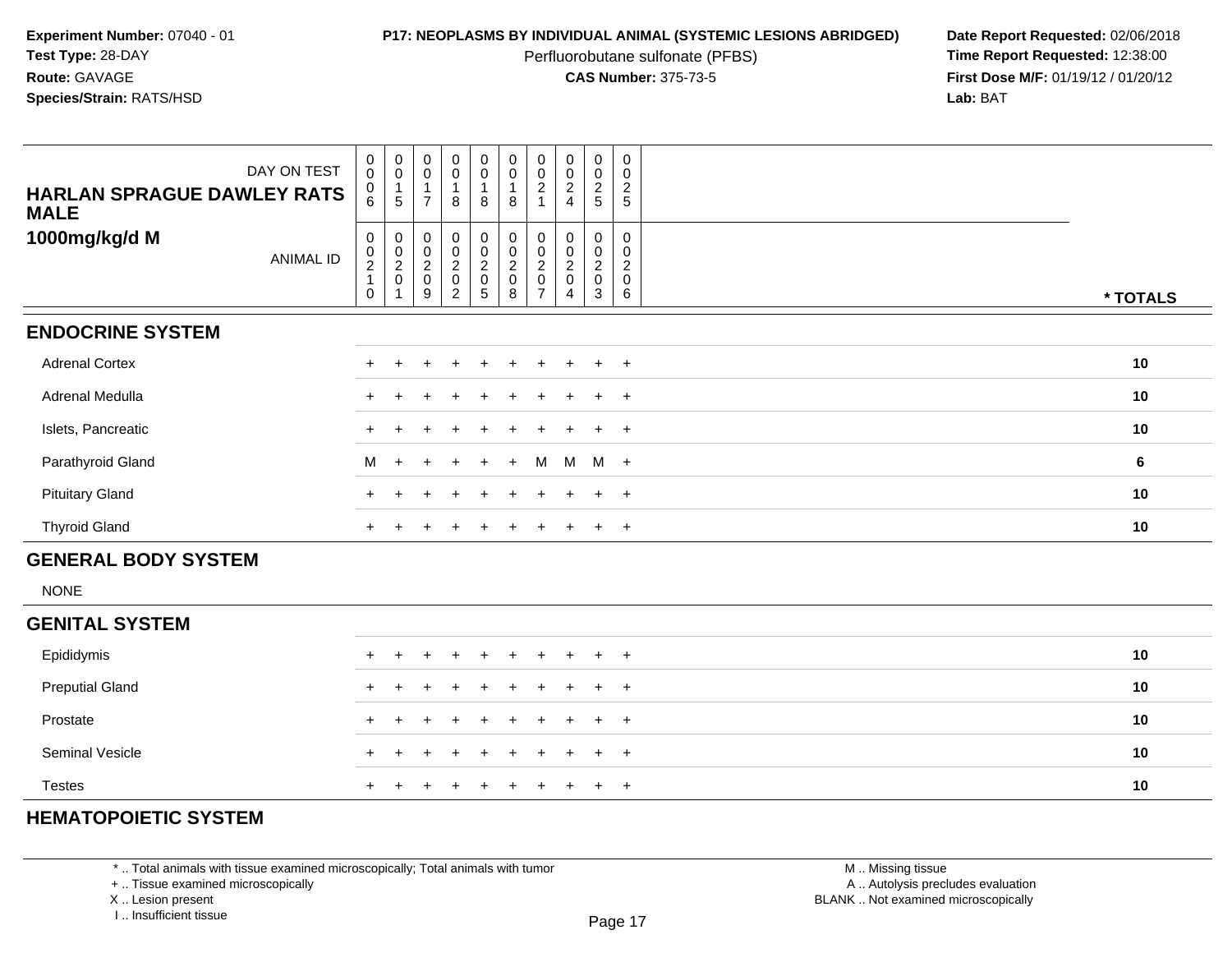**Experiment Number:** 07040 - 01
**Test Type:** 28-DAY
**Route:** GAVAGE
**Species/Strain:** RATS/HSD

**P17: NEOPLASMS BY INDIVIDUAL ANIMAL (SYSTEMIC LESIONS ABRIDGED)**
Perfluorobutane sulfonate (PFBS)
**CAS Number:** 375-73-5

**Date Report Requested:** 02/06/2018
**Time Report Requested:** 12:38:00
**First Dose M/F:** 01/19/12 / 01/20/12
**Lab:** BAT

| HARLAN SPRAGUE DAWLEY RATS MALE 1000mg/kg/d M | | | | | | | | | | | |
|---|---|---|---|---|---|---|---|---|---|---|---|
| DAY ON TEST | 0006 | 0015 | 0017 | 0018 | 0018 | 0018 | 0021 | 0024 | 0025 | 0025 | |
| ANIMAL ID | 00210 | 00201 | 00209 | 00202 | 00205 | 00208 | 00207 | 00204 | 00203 | 00206 | * TOTALS |
| **ENDOCRINE SYSTEM** | | | | | | | | | | | |
| Adrenal Cortex | + | + | + | + | + | + | + | + | + | + | 10 |
| Adrenal Medulla | + | + | + | + | + | + | + | + | + | + | 10 |
| Islets, Pancreatic | + | + | + | + | + | + | + | + | + | + | 10 |
| Parathyroid Gland | M | + | + | + | + | + | M | M | M | + | 6 |
| Pituitary Gland | + | + | + | + | + | + | + | + | + | + | 10 |
| Thyroid Gland | + | + | + | + | + | + | + | + | + | + | 10 |
| **GENERAL BODY SYSTEM** | | | | | | | | | | | |
| NONE | | | | | | | | | | | |
| **GENITAL SYSTEM** | | | | | | | | | | | |
| Epididymis | + | + | + | + | + | + | + | + | + | + | 10 |
| Preputial Gland | + | + | + | + | + | + | + | + | + | + | 10 |
| Prostate | + | + | + | + | + | + | + | + | + | + | 10 |
| Seminal Vesicle | + | + | + | + | + | + | + | + | + | + | 10 |
| Testes | + | + | + | + | + | + | + | + | + | + | 10 |
| **HEMATOPOIETIC SYSTEM** | | | | | | | | | | | |

\* .. Total animals with tissue examined microscopically; Total animals with tumor
\+ .. Tissue examined microscopically
X .. Lesion present
I .. Insufficient tissue

M .. Missing tissue
A .. Autolysis precludes evaluation
BLANK .. Not examined microscopically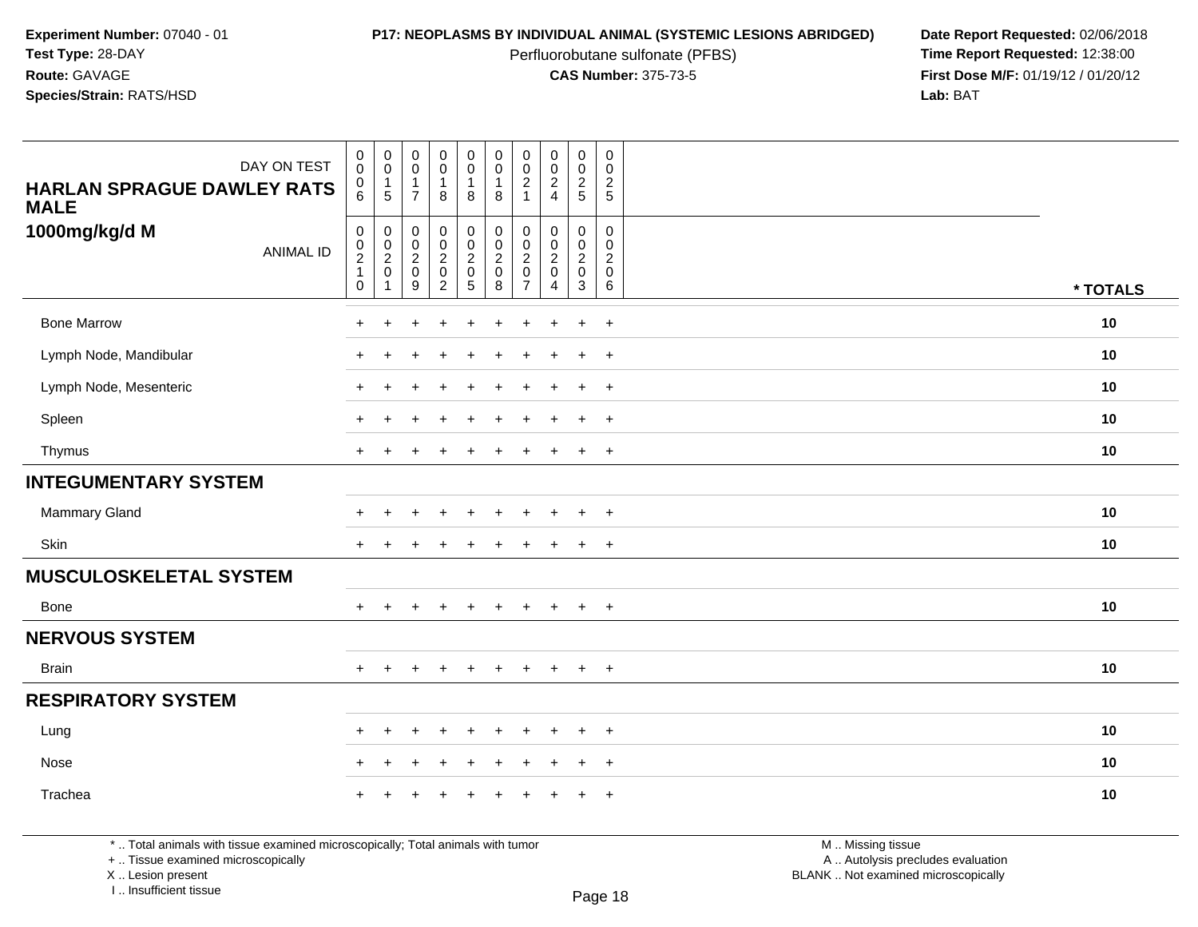**Experiment Number:** 07040 - 01
**Test Type:** 28-DAY
**Route:** GAVAGE
**Species/Strain:** RATS/HSD

**P17: NEOPLASMS BY INDIVIDUAL ANIMAL (SYSTEMIC LESIONS ABRIDGED)**
Perfluorobutane sulfonate (PFBS)
**CAS Number:** 375-73-5

**Date Report Requested:** 02/06/2018
**Time Report Requested:** 12:38:00
**First Dose M/F:** 01/19/12 / 01/20/12
**Lab:** BAT

| HARLAN SPRAGUE DAWLEY RATS MALE 1000mg/kg/d M | | | | | | | | | | | |
|---|---|---|---|---|---|---|---|---|---|---|---|
| DAY ON TEST | 0006 | 0015 | 0017 | 0018 | 0018 | 0018 | 0021 | 0024 | 0025 | 0025 | |
| ANIMAL ID | 00210 | 00201 | 00209 | 00202 | 00205 | 00208 | 00207 | 00204 | 00203 | 00206 | * TOTALS |
| Bone Marrow | + | + | + | + | + | + | + | + | + | + | 10 |
| Lymph Node, Mandibular | + | + | + | + | + | + | + | + | + | + | 10 |
| Lymph Node, Mesenteric | + | + | + | + | + | + | + | + | + | + | 10 |
| Spleen | + | + | + | + | + | + | + | + | + | + | 10 |
| Thymus | + | + | + | + | + | + | + | + | + | + | 10 |
| **INTEGUMENTARY SYSTEM** | | | | | | | | | | | |
| Mammary Gland | + | + | + | + | + | + | + | + | + | + | 10 |
| Skin | + | + | + | + | + | + | + | + | + | + | 10 |
| **MUSCULOSKELETAL SYSTEM** | | | | | | | | | | | |
| Bone | + | + | + | + | + | + | + | + | + | + | 10 |
| **NERVOUS SYSTEM** | | | | | | | | | | | |
| Brain | + | + | + | + | + | + | + | + | + | + | 10 |
| **RESPIRATORY SYSTEM** | | | | | | | | | | | |
| Lung | + | + | + | + | + | + | + | + | + | + | 10 |
| Nose | + | + | + | + | + | + | + | + | + | + | 10 |
| Trachea | + | + | + | + | + | + | + | + | + | + | 10 |

* .. Total animals with tissue examined microscopically; Total animals with tumor
+ .. Tissue examined microscopically
X .. Lesion present
I .. Insufficient tissue

M .. Missing tissue
A .. Autolysis precludes evaluation
BLANK .. Not examined microscopically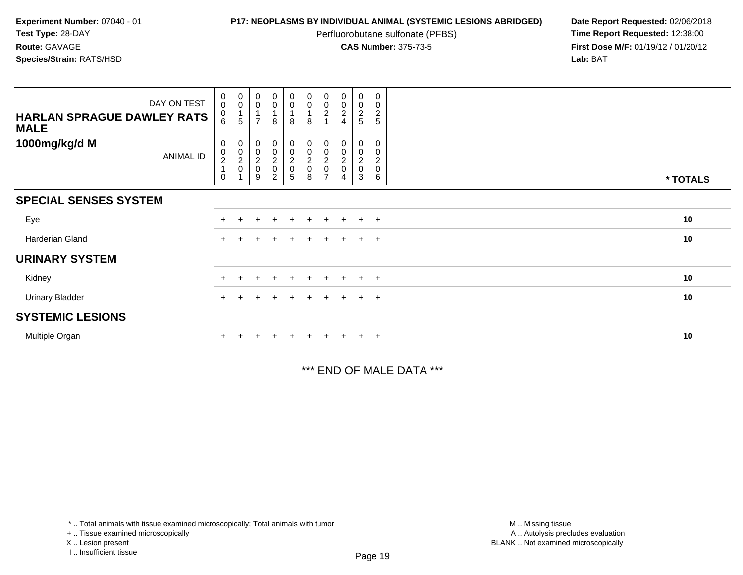**Experiment Number:** 07040 - 01
**Test Type:** 28-DAY
**Route:** GAVAGE
**Species/Strain:** RATS/HSD

**P17: NEOPLASMS BY INDIVIDUAL ANIMAL (SYSTEMIC LESIONS ABRIDGED)**
Perfluorobutane sulfonate (PFBS)
**CAS Number:** 375-73-5

**Date Report Requested:** 02/06/2018
**Time Report Requested:** 12:38:00
**First Dose M/F:** 01/19/12 / 01/20/12
**Lab:** BAT

| DAY ON TEST | 0006 | 0015 | 0017 | 0018 | 0018 | 0018 | 0021 | 0024 | 0025 | 0025 | |
|---|---|---|---|---|---|---|---|---|---|---|---|
| **HARLAN SPRAGUE DAWLEY RATS MALE 1000mg/kg/d M** ANIMAL ID | 00210 | 00201 | 00209 | 00202 | 00205 | 00208 | 00207 | 00204 | 00203 | 00206 | *** TOTALS** |
| **SPECIAL SENSES SYSTEM** | | | | | | | | | | | |
| Eye | + | + | + | + | + | + | + | + | + | + | **10** |
| Harderian Gland | + | + | + | + | + | + | + | + | + | + | **10** |
| **URINARY SYSTEM** | | | | | | | | | | | |
| Kidney | + | + | + | + | + | + | + | + | + | + | **10** |
| Urinary Bladder | + | + | + | + | + | + | + | + | + | + | **10** |
| **SYSTEMIC LESIONS** | | | | | | | | | | | |
| Multiple Organ | + | + | + | + | + | + | + | + | + | + | **10** |

*** END OF MALE DATA ***

* .. Total animals with tissue examined microscopically; Total animals with tumor
+ .. Tissue examined microscopically
X .. Lesion present
I .. Insufficient tissue

M .. Missing tissue
A .. Autolysis precludes evaluation
BLANK .. Not examined microscopically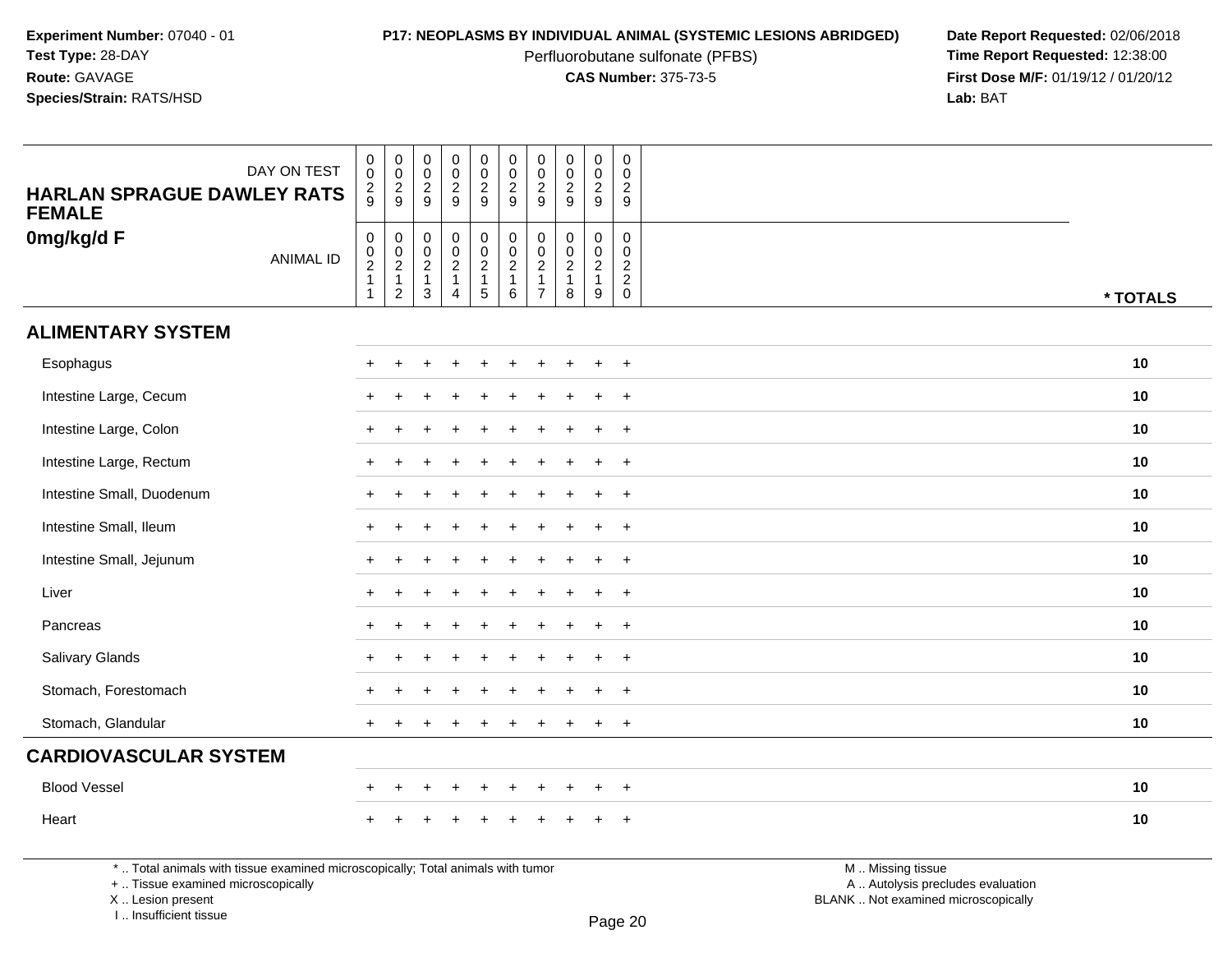**Experiment Number:** 07040 - 01
**Test Type:** 28-DAY
**Route:** GAVAGE
**Species/Strain:** RATS/HSD

**P17: NEOPLASMS BY INDIVIDUAL ANIMAL (SYSTEMIC LESIONS ABRIDGED)**
Perfluorobutane sulfonate (PFBS)
**CAS Number:** 375-73-5

**Date Report Requested:** 02/06/2018
**Time Report Requested:** 12:38:00
**First Dose M/F:** 01/19/12 / 01/20/12
**Lab:** BAT

| HARLAN SPRAGUE DAWLEY RATS FEMALE 0mg/kg/d F | | | | | | | | | | | |
|---|---|---|---|---|---|---|---|---|---|---|---|
| DAY ON TEST | 0029 | 0029 | 0029 | 0029 | 0029 | 0029 | 0029 | 0029 | 0029 | 0029 | |
| ANIMAL ID | 00211 | 00212 | 00213 | 00214 | 00215 | 00216 | 00217 | 00218 | 00219 | 00220 | * TOTALS |
| **ALIMENTARY SYSTEM** | | | | | | | | | | | |
| Esophagus | + | + | + | + | + | + | + | + | + | + | 10 |
| Intestine Large, Cecum | + | + | + | + | + | + | + | + | + | + | 10 |
| Intestine Large, Colon | + | + | + | + | + | + | + | + | + | + | 10 |
| Intestine Large, Rectum | + | + | + | + | + | + | + | + | + | + | 10 |
| Intestine Small, Duodenum | + | + | + | + | + | + | + | + | + | + | 10 |
| Intestine Small, Ileum | + | + | + | + | + | + | + | + | + | + | 10 |
| Intestine Small, Jejunum | + | + | + | + | + | + | + | + | + | + | 10 |
| Liver | + | + | + | + | + | + | + | + | + | + | 10 |
| Pancreas | + | + | + | + | + | + | + | + | + | + | 10 |
| Salivary Glands | + | + | + | + | + | + | + | + | + | + | 10 |
| Stomach, Forestomach | + | + | + | + | + | + | + | + | + | + | 10 |
| Stomach, Glandular | + | + | + | + | + | + | + | + | + | + | 10 |
| **CARDIOVASCULAR SYSTEM** | | | | | | | | | | | |
| Blood Vessel | + | + | + | + | + | + | + | + | + | + | 10 |
| Heart | + | + | + | + | + | + | + | + | + | + | 10 |

* .. Total animals with tissue examined microscopically; Total animals with tumor
+ .. Tissue examined microscopically
X .. Lesion present
I .. Insufficient tissue

M .. Missing tissue
A .. Autolysis precludes evaluation
BLANK .. Not examined microscopically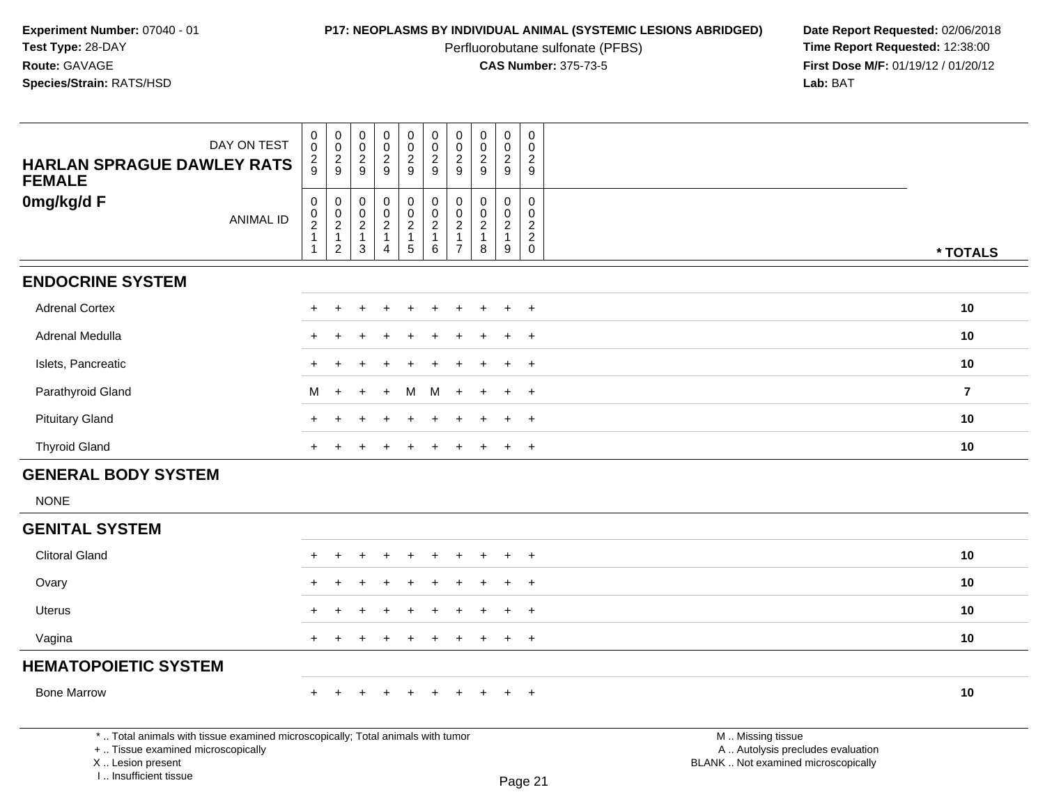**Experiment Number:** 07040 - 01
**Test Type:** 28-DAY
**Route:** GAVAGE
**Species/Strain:** RATS/HSD

**P17: NEOPLASMS BY INDIVIDUAL ANIMAL (SYSTEMIC LESIONS ABRIDGED)**
Perfluorobutane sulfonate (PFBS)
**CAS Number:** 375-73-5

**Date Report Requested:** 02/06/2018
**Time Report Requested:** 12:38:00
**First Dose M/F:** 01/19/12 / 01/20/12
**Lab:** BAT

**HARLAN SPRAGUE DAWLEY RATS FEMALE**
**0mg/kg/d F**

| DAY ON TEST | 0029 | 0029 | 0029 | 0029 | 0029 | 0029 | 0029 | 0029 | 0029 | 0029 | |
|---|---|---|---|---|---|---|---|---|---|---|---|
| ANIMAL ID | 00211 | 00212 | 00213 | 00214 | 00215 | 00216 | 00217 | 00218 | 00219 | 00220 | * TOTALS |
| **ENDOCRINE SYSTEM** | | | | | | | | | | | |
| Adrenal Cortex | + | + | + | + | + | + | + | + | + | + | 10 |
| Adrenal Medulla | + | + | + | + | + | + | + | + | + | + | 10 |
| Islets, Pancreatic | + | + | + | + | + | + | + | + | + | + | 10 |
| Parathyroid Gland | M | + | + | + | M | M | + | + | + | + | 7 |
| Pituitary Gland | + | + | + | + | + | + | + | + | + | + | 10 |
| Thyroid Gland | + | + | + | + | + | + | + | + | + | + | 10 |
| **GENERAL BODY SYSTEM** | | | | | | | | | | | |
| NONE | | | | | | | | | | | |
| **GENITAL SYSTEM** | | | | | | | | | | | |
| Clitoral Gland | + | + | + | + | + | + | + | + | + | + | 10 |
| Ovary | + | + | + | + | + | + | + | + | + | + | 10 |
| Uterus | + | + | + | + | + | + | + | + | + | + | 10 |
| Vagina | + | + | + | + | + | + | + | + | + | + | 10 |
| **HEMATOPOIETIC SYSTEM** | | | | | | | | | | | |
| Bone Marrow | + | + | + | + | + | + | + | + | + | + | 10 |

* .. Total animals with tissue examined microscopically; Total animals with tumor
+ .. Tissue examined microscopically
X .. Lesion present
I .. Insufficient tissue

M .. Missing tissue
A .. Autolysis precludes evaluation
BLANK .. Not examined microscopically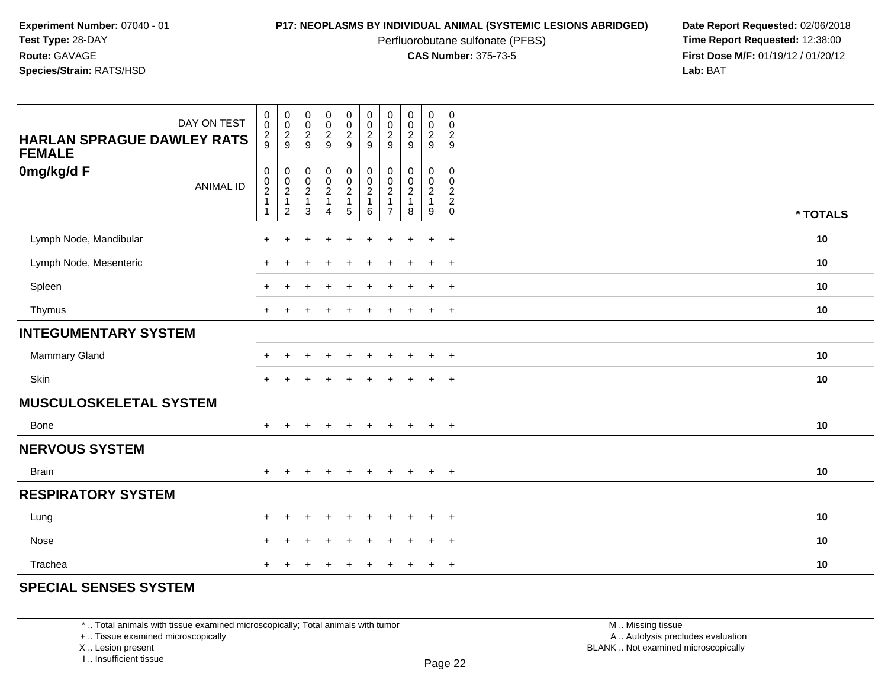**Experiment Number:** 07040 - 01
**Test Type:** 28-DAY
**Route:** GAVAGE
**Species/Strain:** RATS/HSD

**P17: NEOPLASMS BY INDIVIDUAL ANIMAL (SYSTEMIC LESIONS ABRIDGED)**
Perfluorobutane sulfonate (PFBS)
**CAS Number:** 375-73-5

**Date Report Requested:** 02/06/2018
**Time Report Requested:** 12:38:00
**First Dose M/F:** 01/19/12 / 01/20/12
**Lab:** BAT

| HARLAN SPRAGUE DAWLEY RATS FEMALE 0mg/kg/d F — DAY ON TEST | 0029 | 0029 | 0029 | 0029 | 0029 | 0029 | 0029 | 0029 | 0029 | 0029 | |
|---|---|---|---|---|---|---|---|---|---|---|---|
| **ANIMAL ID** | 00211 | 00212 | 00213 | 00214 | 00215 | 00216 | 00217 | 00218 | 00219 | 00220 | **\* TOTALS** |
| Lymph Node, Mandibular | + | + | + | + | + | + | + | + | + | + | **10** |
| Lymph Node, Mesenteric | + | + | + | + | + | + | + | + | + | + | **10** |
| Spleen | + | + | + | + | + | + | + | + | + | + | **10** |
| Thymus | + | + | + | + | + | + | + | + | + | + | **10** |
| **INTEGUMENTARY SYSTEM** | | | | | | | | | | | |
| Mammary Gland | + | + | + | + | + | + | + | + | + | + | **10** |
| Skin | + | + | + | + | + | + | + | + | + | + | **10** |
| **MUSCULOSKELETAL SYSTEM** | | | | | | | | | | | |
| Bone | + | + | + | + | + | + | + | + | + | + | **10** |
| **NERVOUS SYSTEM** | | | | | | | | | | | |
| Brain | + | + | + | + | + | + | + | + | + | + | **10** |
| **RESPIRATORY SYSTEM** | | | | | | | | | | | |
| Lung | + | + | + | + | + | + | + | + | + | + | **10** |
| Nose | + | + | + | + | + | + | + | + | + | + | **10** |
| Trachea | + | + | + | + | + | + | + | + | + | + | **10** |
| **SPECIAL SENSES SYSTEM** | | | | | | | | | | | |

\* .. Total animals with tissue examined microscopically; Total animals with tumor
\+ .. Tissue examined microscopically
X .. Lesion present
I .. Insufficient tissue

M .. Missing tissue
A .. Autolysis precludes evaluation
BLANK .. Not examined microscopically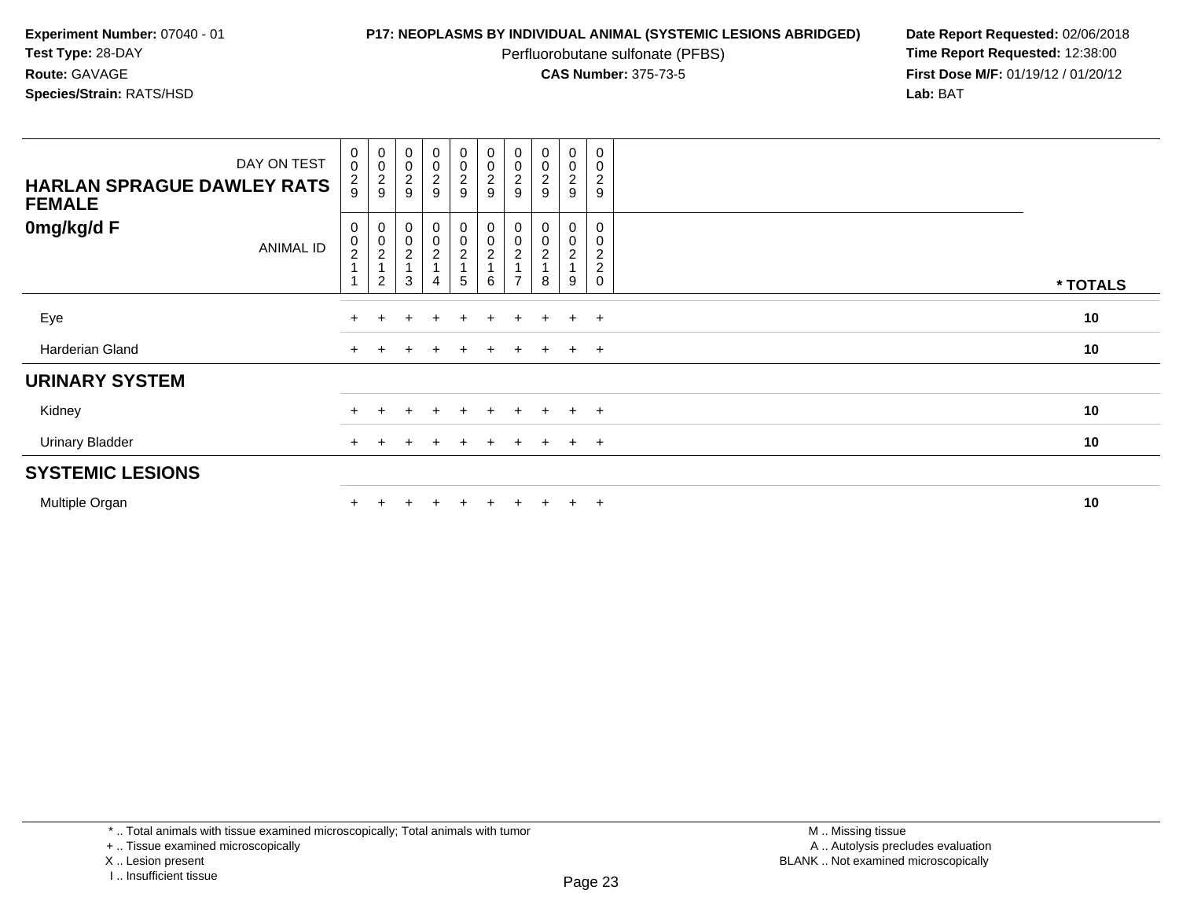**Experiment Number:** 07040 - 01
**Test Type:** 28-DAY
**Route:** GAVAGE
**Species/Strain:** RATS/HSD

**P17: NEOPLASMS BY INDIVIDUAL ANIMAL (SYSTEMIC LESIONS ABRIDGED)**
Perfluorobutane sulfonate (PFBS)
**CAS Number:** 375-73-5

**Date Report Requested:** 02/06/2018
**Time Report Requested:** 12:38:00
**First Dose M/F:** 01/19/12 / 01/20/12
**Lab:** BAT

| HARLAN SPRAGUE DAWLEY RATS FEMALE 0mg/kg/d F — DAY ON TEST | 0029 | 0029 | 0029 | 0029 | 0029 | 0029 | 0029 | 0029 | 0029 | 0029 | |
|---|---|---|---|---|---|---|---|---|---|---|---|
| ANIMAL ID | 00211 | 00212 | 00213 | 00214 | 00215 | 00216 | 00217 | 00218 | 00219 | 00220 | * TOTALS |
| Eye | + | + | + | + | + | + | + | + | + | + | 10 |
| Harderian Gland | + | + | + | + | + | + | + | + | + | + | 10 |
| **URINARY SYSTEM** | | | | | | | | | | | |
| Kidney | + | + | + | + | + | + | + | + | + | + | 10 |
| Urinary Bladder | + | + | + | + | + | + | + | + | + | + | 10 |
| **SYSTEMIC LESIONS** | | | | | | | | | | | |
| Multiple Organ | + | + | + | + | + | + | + | + | + | + | 10 |

* .. Total animals with tissue examined microscopically; Total animals with tumor
+ .. Tissue examined microscopically
X .. Lesion present
I .. Insufficient tissue

M .. Missing tissue
A .. Autolysis precludes evaluation
BLANK .. Not examined microscopically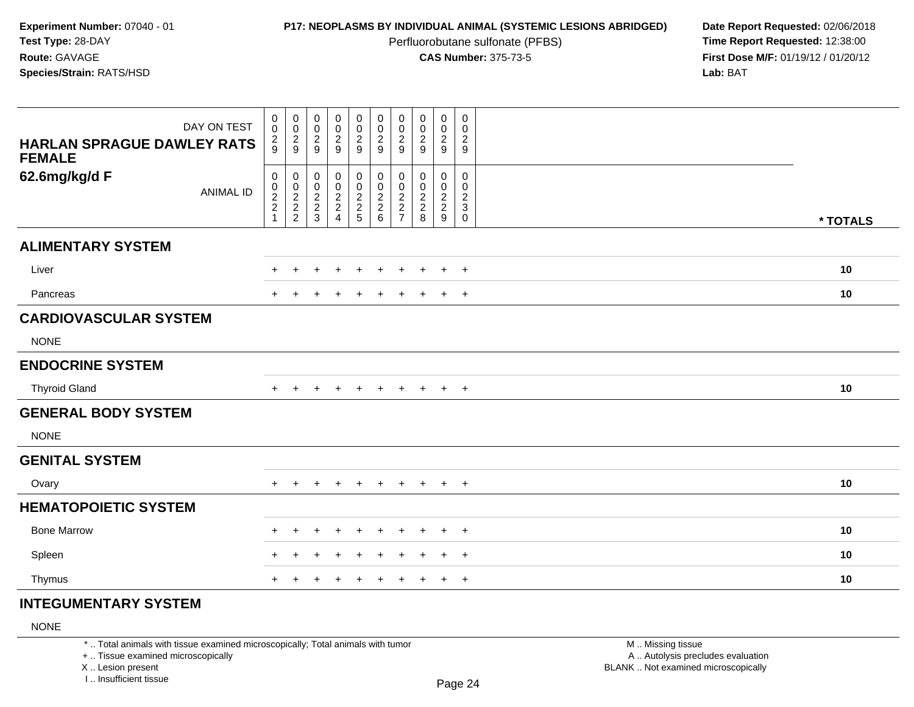**Experiment Number:** 07040 - 01
**Test Type:** 28-DAY
**Route:** GAVAGE
**Species/Strain:** RATS/HSD

**P17: NEOPLASMS BY INDIVIDUAL ANIMAL (SYSTEMIC LESIONS ABRIDGED)**
Perfluorobutane sulfonate (PFBS)
**CAS Number:** 375-73-5

**Date Report Requested:** 02/06/2018
**Time Report Requested:** 12:38:00
**First Dose M/F:** 01/19/12 / 01/20/12
**Lab:** BAT

| HARLAN SPRAGUE DAWLEY RATS FEMALE 62.6mg/kg/d F | | | | | | | | | | | |
|---|---|---|---|---|---|---|---|---|---|---|---|
| DAY ON TEST | 0029 | 0029 | 0029 | 0029 | 0029 | 0029 | 0029 | 0029 | 0029 | 0029 | |
| ANIMAL ID | 00221 | 00222 | 00223 | 00224 | 00225 | 00226 | 00227 | 00228 | 00229 | 00230 | * TOTALS |
| **ALIMENTARY SYSTEM** | | | | | | | | | | | |
| Liver | + | + | + | + | + | + | + | + | + | + | 10 |
| Pancreas | + | + | + | + | + | + | + | + | + | + | 10 |
| **CARDIOVASCULAR SYSTEM** | | | | | | | | | | | |
| NONE | | | | | | | | | | | |
| **ENDOCRINE SYSTEM** | | | | | | | | | | | |
| Thyroid Gland | + | + | + | + | + | + | + | + | + | + | 10 |
| **GENERAL BODY SYSTEM** | | | | | | | | | | | |
| NONE | | | | | | | | | | | |
| **GENITAL SYSTEM** | | | | | | | | | | | |
| Ovary | + | + | + | + | + | + | + | + | + | + | 10 |
| **HEMATOPOIETIC SYSTEM** | | | | | | | | | | | |
| Bone Marrow | + | + | + | + | + | + | + | + | + | + | 10 |
| Spleen | + | + | + | + | + | + | + | + | + | + | 10 |
| Thymus | + | + | + | + | + | + | + | + | + | + | 10 |
| **INTEGUMENTARY SYSTEM** | | | | | | | | | | | |
| NONE | | | | | | | | | | | |

* .. Total animals with tissue examined microscopically; Total animals with tumor
+ .. Tissue examined microscopically
X .. Lesion present
I .. Insufficient tissue

M .. Missing tissue
A .. Autolysis precludes evaluation
BLANK .. Not examined microscopically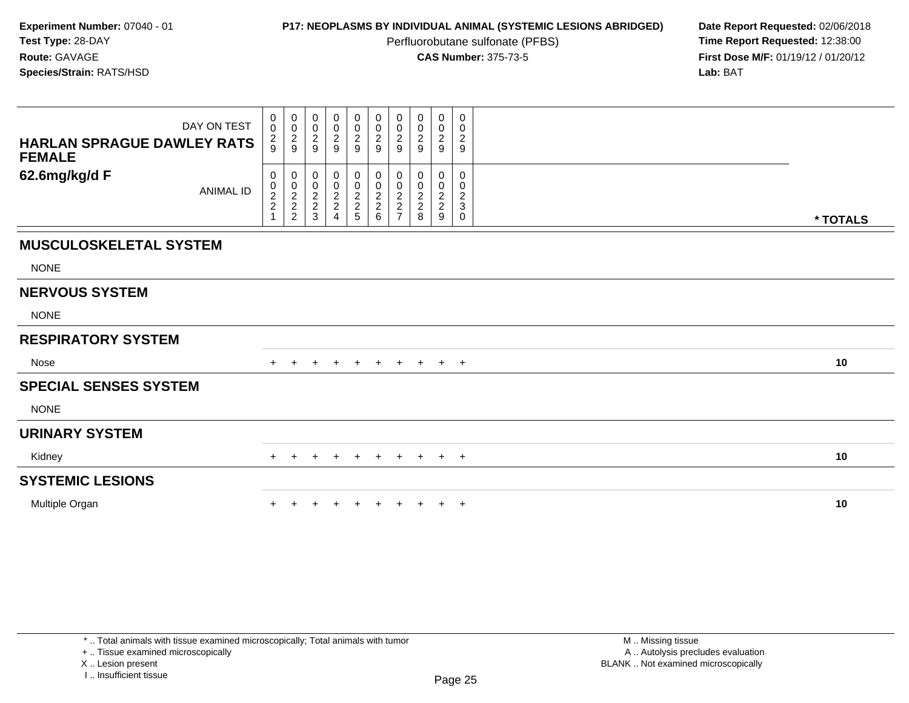**Experiment Number:** 07040 - 01
**Test Type:** 28-DAY
**Route:** GAVAGE
**Species/Strain:** RATS/HSD

**P17: NEOPLASMS BY INDIVIDUAL ANIMAL (SYSTEMIC LESIONS ABRIDGED)**
Perfluorobutane sulfonate (PFBS)
**CAS Number:** 375-73-5

**Date Report Requested:** 02/06/2018
**Time Report Requested:** 12:38:00
**First Dose M/F:** 01/19/12 / 01/20/12
**Lab:** BAT

| HARLAN SPRAGUE DAWLEY RATS FEMALE 62.6mg/kg/d F | | | | | | | | | | | |
|---|---|---|---|---|---|---|---|---|---|---|---|
| DAY ON TEST | 0029 | 0029 | 0029 | 0029 | 0029 | 0029 | 0029 | 0029 | 0029 | 0029 | |
| ANIMAL ID | 00221 | 00222 | 00223 | 00224 | 00225 | 00226 | 00227 | 00228 | 00229 | 00230 | * TOTALS |
| **MUSCULOSKELETAL SYSTEM** | | | | | | | | | | | |
| NONE | | | | | | | | | | | |
| **NERVOUS SYSTEM** | | | | | | | | | | | |
| NONE | | | | | | | | | | | |
| **RESPIRATORY SYSTEM** | | | | | | | | | | | |
| Nose | + | + | + | + | + | + | + | + | + | + | 10 |
| **SPECIAL SENSES SYSTEM** | | | | | | | | | | | |
| NONE | | | | | | | | | | | |
| **URINARY SYSTEM** | | | | | | | | | | | |
| Kidney | + | + | + | + | + | + | + | + | + | + | 10 |
| **SYSTEMIC LESIONS** | | | | | | | | | | | |
| Multiple Organ | + | + | + | + | + | + | + | + | + | + | 10 |

* .. Total animals with tissue examined microscopically; Total animals with tumor
+ .. Tissue examined microscopically
X .. Lesion present
I .. Insufficient tissue

M .. Missing tissue
A .. Autolysis precludes evaluation
BLANK .. Not examined microscopically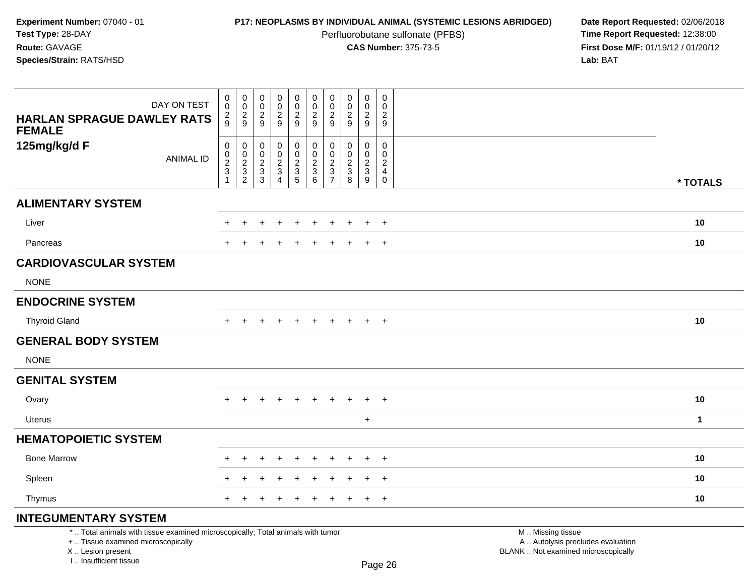**Experiment Number:** 07040 - 01
**Test Type:** 28-DAY
**Route:** GAVAGE
**Species/Strain:** RATS/HSD

**P17: NEOPLASMS BY INDIVIDUAL ANIMAL (SYSTEMIC LESIONS ABRIDGED)**
Perfluorobutane sulfonate (PFBS)
**CAS Number:** 375-73-5

**Date Report Requested:** 02/06/2018
**Time Report Requested:** 12:38:00
**First Dose M/F:** 01/19/12 / 01/20/12
**Lab:** BAT

| HARLAN SPRAGUE DAWLEY RATS FEMALE 125mg/kg/d F | | | | | | | | | | | |
|---|---|---|---|---|---|---|---|---|---|---|---|
| DAY ON TEST | 0029 | 0029 | 0029 | 0029 | 0029 | 0029 | 0029 | 0029 | 0029 | 0029 | |
| ANIMAL ID | 00231 | 00232 | 00233 | 00234 | 00235 | 00236 | 00237 | 00238 | 00239 | 00240 | * TOTALS |
| **ALIMENTARY SYSTEM** | | | | | | | | | | | |
| Liver | + | + | + | + | + | + | + | + | + | + | 10 |
| Pancreas | + | + | + | + | + | + | + | + | + | + | 10 |
| **CARDIOVASCULAR SYSTEM** | | | | | | | | | | | |
| NONE | | | | | | | | | | | |
| **ENDOCRINE SYSTEM** | | | | | | | | | | | |
| Thyroid Gland | + | + | + | + | + | + | + | + | + | + | 10 |
| **GENERAL BODY SYSTEM** | | | | | | | | | | | |
| NONE | | | | | | | | | | | |
| **GENITAL SYSTEM** | | | | | | | | | | | |
| Ovary | + | + | + | + | + | + | + | + | + | + | 10 |
| Uterus | | | | | | | | | + | | 1 |
| **HEMATOPOIETIC SYSTEM** | | | | | | | | | | | |
| Bone Marrow | + | + | + | + | + | + | + | + | + | + | 10 |
| Spleen | + | + | + | + | + | + | + | + | + | + | 10 |
| Thymus | + | + | + | + | + | + | + | + | + | + | 10 |
| **INTEGUMENTARY SYSTEM** | | | | | | | | | | | |

* .. Total animals with tissue examined microscopically; Total animals with tumor
+ .. Tissue examined microscopically
X .. Lesion present
I .. Insufficient tissue

M .. Missing tissue
A .. Autolysis precludes evaluation
BLANK .. Not examined microscopically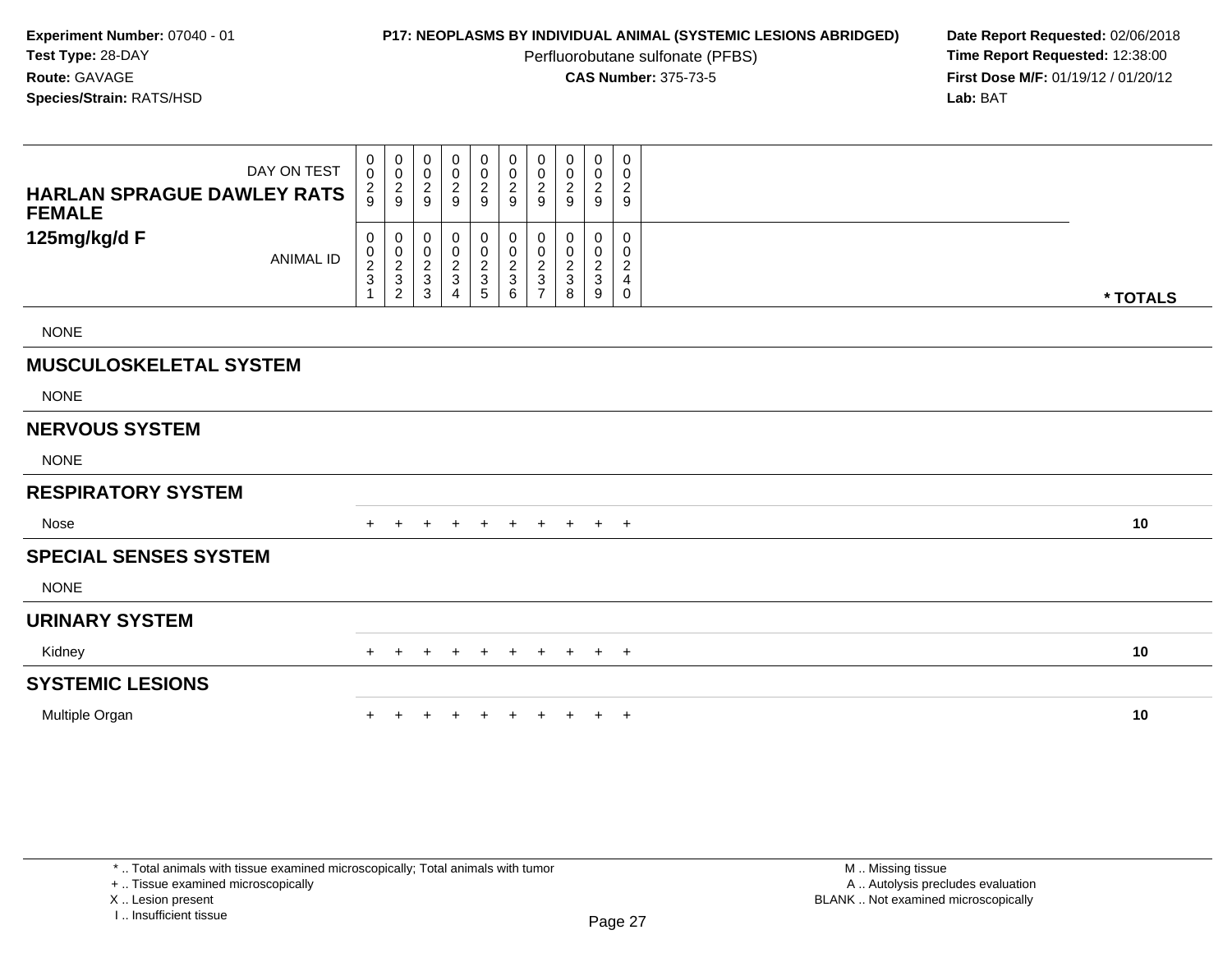**Experiment Number:** 07040 - 01
**Test Type:** 28-DAY
**Route:** GAVAGE
**Species/Strain:** RATS/HSD

**P17: NEOPLASMS BY INDIVIDUAL ANIMAL (SYSTEMIC LESIONS ABRIDGED)**
Perfluorobutane sulfonate (PFBS)
**CAS Number:** 375-73-5

**Date Report Requested:** 02/06/2018
**Time Report Requested:** 12:38:00
**First Dose M/F:** 01/19/12 / 01/20/12
**Lab:** BAT

| HARLAN SPRAGUE DAWLEY RATS FEMALE 125mg/kg/d F | | | | | | | | | | | |
|---|---|---|---|---|---|---|---|---|---|---|---|
| DAY ON TEST | 0029 | 0029 | 0029 | 0029 | 0029 | 0029 | 0029 | 0029 | 0029 | 0029 | |
| ANIMAL ID | 00231 | 00232 | 00233 | 00234 | 00235 | 00236 | 00237 | 00238 | 00239 | 00240 | * TOTALS |
| NONE | | | | | | | | | | | |
| **MUSCULOSKELETAL SYSTEM** | | | | | | | | | | | |
| NONE | | | | | | | | | | | |
| **NERVOUS SYSTEM** | | | | | | | | | | | |
| NONE | | | | | | | | | | | |
| **RESPIRATORY SYSTEM** | | | | | | | | | | | |
| Nose | + | + | + | + | + | + | + | + | + | + | 10 |
| **SPECIAL SENSES SYSTEM** | | | | | | | | | | | |
| NONE | | | | | | | | | | | |
| **URINARY SYSTEM** | | | | | | | | | | | |
| Kidney | + | + | + | + | + | + | + | + | + | + | 10 |
| **SYSTEMIC LESIONS** | | | | | | | | | | | |
| Multiple Organ | + | + | + | + | + | + | + | + | + | + | 10 |

\* .. Total animals with tissue examined microscopically; Total animals with tumor
\+ .. Tissue examined microscopically
X .. Lesion present
I .. Insufficient tissue

M .. Missing tissue
A .. Autolysis precludes evaluation
BLANK .. Not examined microscopically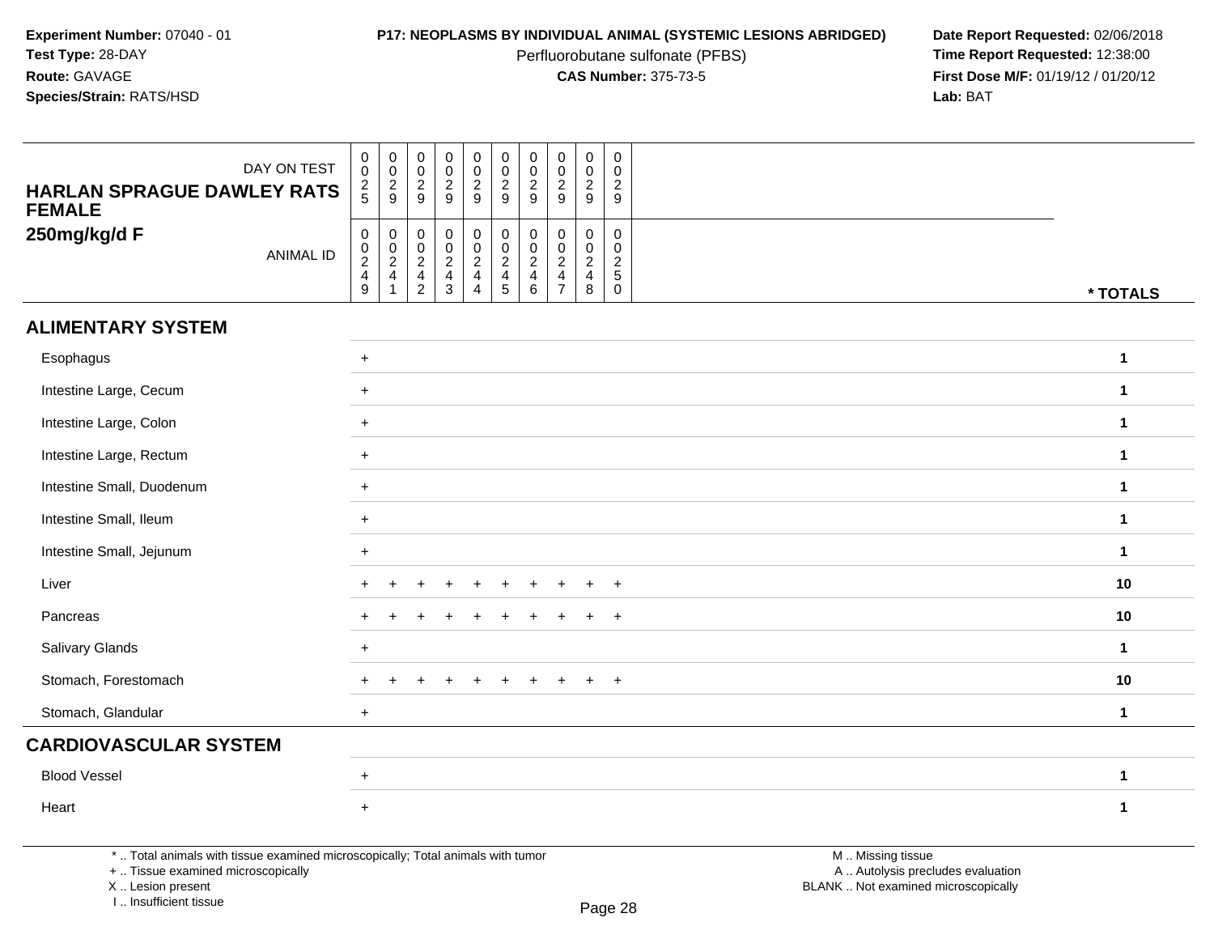**Experiment Number:** 07040 - 01
**Test Type:** 28-DAY
**Route:** GAVAGE
**Species/Strain:** RATS/HSD

**P17: NEOPLASMS BY INDIVIDUAL ANIMAL (SYSTEMIC LESIONS ABRIDGED)**
Perfluorobutane sulfonate (PFBS)
**CAS Number:** 375-73-5

**Date Report Requested:** 02/06/2018
**Time Report Requested:** 12:38:00
**First Dose M/F:** 01/19/12 / 01/20/12
**Lab:** BAT

**HARLAN SPRAGUE DAWLEY RATS FEMALE**
**250mg/kg/d F**

| DAY ON TEST | 0025 | 0029 | 0029 | 0029 | 0029 | 0029 | 0029 | 0029 | 0029 | 0029 | |
|---|---|---|---|---|---|---|---|---|---|---|---|
| ANIMAL ID | 00249 | 00241 | 00242 | 00243 | 00244 | 00245 | 00246 | 00247 | 00248 | 00250 | * TOTALS |
| **ALIMENTARY SYSTEM** | | | | | | | | | | | |
| Esophagus | + | | | | | | | | | | 1 |
| Intestine Large, Cecum | + | | | | | | | | | | 1 |
| Intestine Large, Colon | + | | | | | | | | | | 1 |
| Intestine Large, Rectum | + | | | | | | | | | | 1 |
| Intestine Small, Duodenum | + | | | | | | | | | | 1 |
| Intestine Small, Ileum | + | | | | | | | | | | 1 |
| Intestine Small, Jejunum | + | | | | | | | | | | 1 |
| Liver | + | + | + | + | + | + | + | + | + | + | 10 |
| Pancreas | + | + | + | + | + | + | + | + | + | + | 10 |
| Salivary Glands | + | | | | | | | | | | 1 |
| Stomach, Forestomach | + | + | + | + | + | + | + | + | + | + | 10 |
| Stomach, Glandular | + | | | | | | | | | | 1 |
| **CARDIOVASCULAR SYSTEM** | | | | | | | | | | | |
| Blood Vessel | + | | | | | | | | | | 1 |
| Heart | + | | | | | | | | | | 1 |

* .. Total animals with tissue examined microscopically; Total animals with tumor
+ .. Tissue examined microscopically
X .. Lesion present
I .. Insufficient tissue

M .. Missing tissue
A .. Autolysis precludes evaluation
BLANK .. Not examined microscopically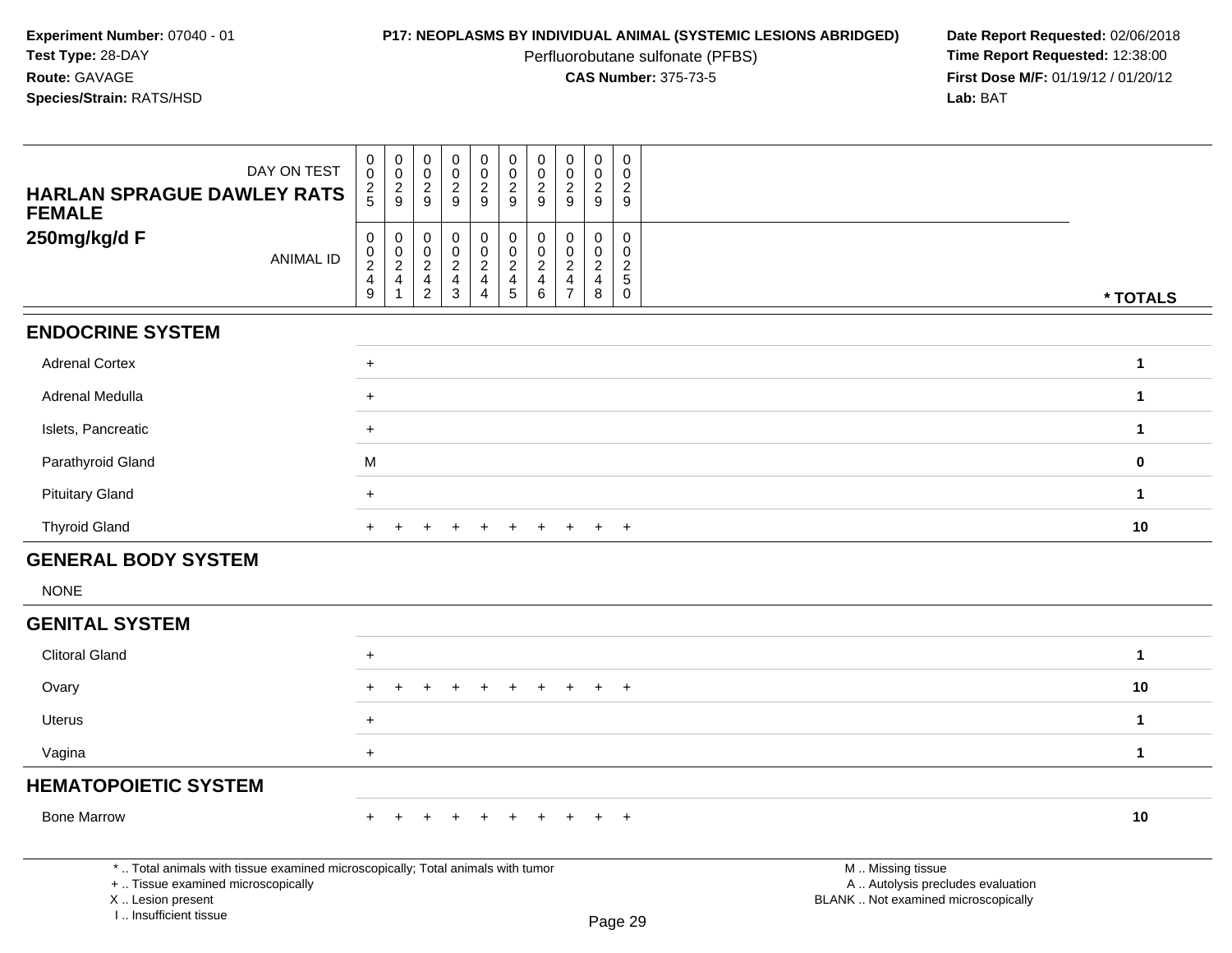**Experiment Number:** 07040 - 01
**Test Type:** 28-DAY
**Route:** GAVAGE
**Species/Strain:** RATS/HSD

**P17: NEOPLASMS BY INDIVIDUAL ANIMAL (SYSTEMIC LESIONS ABRIDGED)**
Perfluorobutane sulfonate (PFBS)
**CAS Number:** 375-73-5

**Date Report Requested:** 02/06/2018
**Time Report Requested:** 12:38:00
**First Dose M/F:** 01/19/12 / 01/20/12
**Lab:** BAT

| HARLAN SPRAGUE DAWLEY RATS FEMALE 250mg/kg/d F | | | | | | | | | | | |
|---|---|---|---|---|---|---|---|---|---|---|---|
| DAY ON TEST | 0025 | 0029 | 0029 | 0029 | 0029 | 0029 | 0029 | 0029 | 0029 | 0029 | |
| ANIMAL ID | 00249 | 00241 | 00242 | 00243 | 00244 | 00245 | 00246 | 00247 | 00248 | 00250 | * TOTALS |
| **ENDOCRINE SYSTEM** | | | | | | | | | | | |
| Adrenal Cortex | + | | | | | | | | | | 1 |
| Adrenal Medulla | + | | | | | | | | | | 1 |
| Islets, Pancreatic | + | | | | | | | | | | 1 |
| Parathyroid Gland | M | | | | | | | | | | 0 |
| Pituitary Gland | + | | | | | | | | | | 1 |
| Thyroid Gland | + | + | + | + | + | + | + | + | + | + | 10 |
| **GENERAL BODY SYSTEM** | | | | | | | | | | | |
| NONE | | | | | | | | | | | |
| **GENITAL SYSTEM** | | | | | | | | | | | |
| Clitoral Gland | + | | | | | | | | | | 1 |
| Ovary | + | + | + | + | + | + | + | + | + | + | 10 |
| Uterus | + | | | | | | | | | | 1 |
| Vagina | + | | | | | | | | | | 1 |
| **HEMATOPOIETIC SYSTEM** | | | | | | | | | | | |
| Bone Marrow | + | + | + | + | + | + | + | + | + | + | 10 |

\* .. Total animals with tissue examined microscopically; Total animals with tumor
\+ .. Tissue examined microscopically
X .. Lesion present
I .. Insufficient tissue

M .. Missing tissue
A .. Autolysis precludes evaluation
BLANK .. Not examined microscopically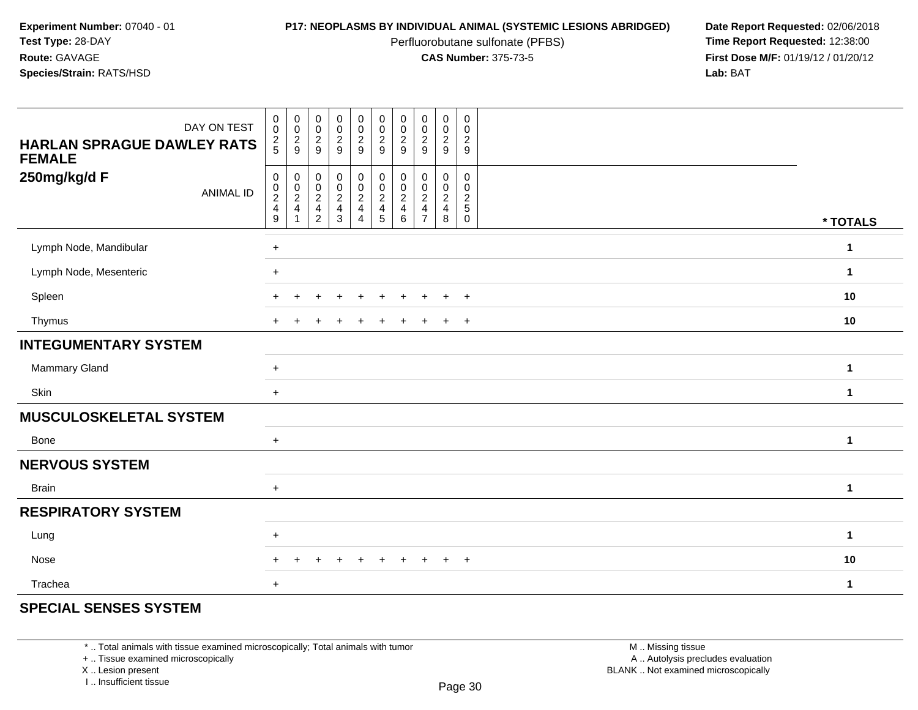**Experiment Number:** 07040 - 01
**Test Type:** 28-DAY
**Route:** GAVAGE
**Species/Strain:** RATS/HSD

**P17: NEOPLASMS BY INDIVIDUAL ANIMAL (SYSTEMIC LESIONS ABRIDGED)**
Perfluorobutane sulfonate (PFBS)
**CAS Number:** 375-73-5

**Date Report Requested:** 02/06/2018
**Time Report Requested:** 12:38:00
**First Dose M/F:** 01/19/12 / 01/20/12
**Lab:** BAT

| HARLAN SPRAGUE DAWLEY RATS FEMALE 250mg/kg/d F | | | | | | | | | | | |
|---|---|---|---|---|---|---|---|---|---|---|---|
| DAY ON TEST | 0025 | 0029 | 0029 | 0029 | 0029 | 0029 | 0029 | 0029 | 0029 | 0029 | |
| ANIMAL ID | 00249 | 00241 | 00242 | 00243 | 00244 | 00245 | 00246 | 00247 | 00248 | 00250 | * TOTALS |
| Lymph Node, Mandibular | + | | | | | | | | | | 1 |
| Lymph Node, Mesenteric | + | | | | | | | | | | 1 |
| Spleen | + | + | + | + | + | + | + | + | + | + | 10 |
| Thymus | + | + | + | + | + | + | + | + | + | + | 10 |
| **INTEGUMENTARY SYSTEM** | | | | | | | | | | | |
| Mammary Gland | + | | | | | | | | | | 1 |
| Skin | + | | | | | | | | | | 1 |
| **MUSCULOSKELETAL SYSTEM** | | | | | | | | | | | |
| Bone | + | | | | | | | | | | 1 |
| **NERVOUS SYSTEM** | | | | | | | | | | | |
| Brain | + | | | | | | | | | | 1 |
| **RESPIRATORY SYSTEM** | | | | | | | | | | | |
| Lung | + | | | | | | | | | | 1 |
| Nose | + | + | + | + | + | + | + | + | + | + | 10 |
| Trachea | + | | | | | | | | | | 1 |
| **SPECIAL SENSES SYSTEM** | | | | | | | | | | | |

* .. Total animals with tissue examined microscopically; Total animals with tumor
+ .. Tissue examined microscopically
X .. Lesion present
I .. Insufficient tissue

M .. Missing tissue
A .. Autolysis precludes evaluation
BLANK .. Not examined microscopically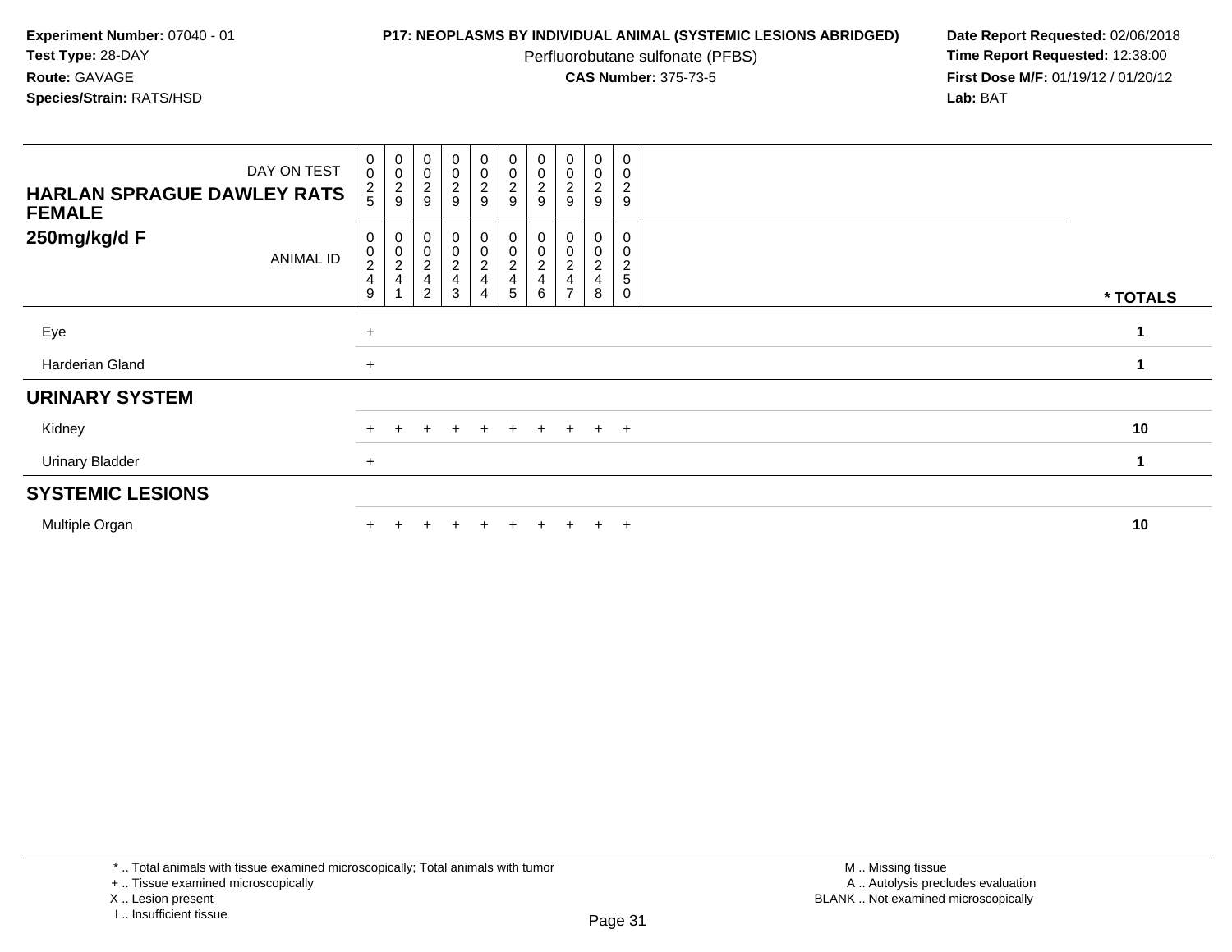**Experiment Number:** 07040 - 01
**Test Type:** 28-DAY
**Route:** GAVAGE
**Species/Strain:** RATS/HSD

**P17: NEOPLASMS BY INDIVIDUAL ANIMAL (SYSTEMIC LESIONS ABRIDGED)**
Perfluorobutane sulfonate (PFBS)
**CAS Number:** 375-73-5

**Date Report Requested:** 02/06/2018
**Time Report Requested:** 12:38:00
**First Dose M/F:** 01/19/12 / 01/20/12
**Lab:** BAT

| HARLAN SPRAGUE DAWLEY RATS FEMALE 250mg/kg/d F | | | | | | | | | | | |
|---|---|---|---|---|---|---|---|---|---|---|---|
| DAY ON TEST | 0025 | 0029 | 0029 | 0029 | 0029 | 0029 | 0029 | 0029 | 0029 | 0029 | |
| ANIMAL ID | 00249 | 00241 | 00242 | 00243 | 00244 | 00245 | 00246 | 00247 | 00248 | 00250 | * TOTALS |
| Eye | + | | | | | | | | | | 1 |
| Harderian Gland | + | | | | | | | | | | 1 |
| **URINARY SYSTEM** | | | | | | | | | | | |
| Kidney | + | + | + | + | + | + | + | + | + | + | 10 |
| Urinary Bladder | + | | | | | | | | | | 1 |
| **SYSTEMIC LESIONS** | | | | | | | | | | | |
| Multiple Organ | + | + | + | + | + | + | + | + | + | + | 10 |

* .. Total animals with tissue examined microscopically; Total animals with tumor
+ .. Tissue examined microscopically
X .. Lesion present
I .. Insufficient tissue

M .. Missing tissue
A .. Autolysis precludes evaluation
BLANK .. Not examined microscopically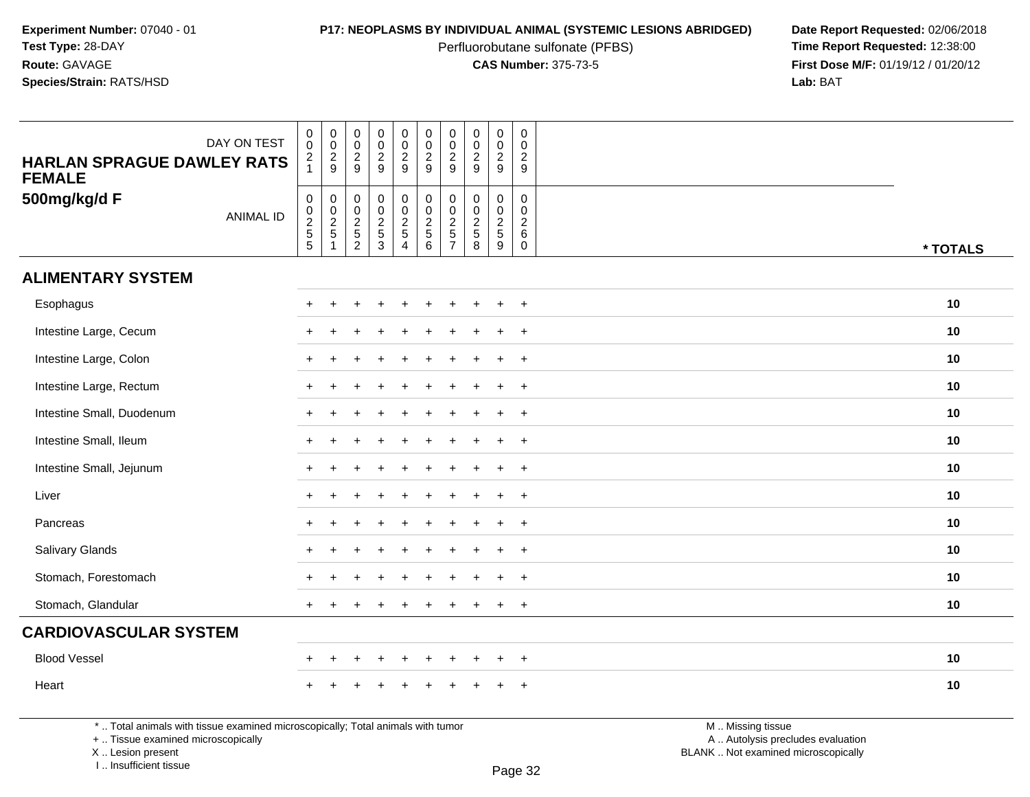**Experiment Number:** 07040 - 01
**Test Type:** 28-DAY
**Route:** GAVAGE
**Species/Strain:** RATS/HSD

**P17: NEOPLASMS BY INDIVIDUAL ANIMAL (SYSTEMIC LESIONS ABRIDGED)**
Perfluorobutane sulfonate (PFBS)
**CAS Number:** 375-73-5

**Date Report Requested:** 02/06/2018
**Time Report Requested:** 12:38:00
**First Dose M/F:** 01/19/12 / 01/20/12
**Lab:** BAT

**HARLAN SPRAGUE DAWLEY RATS FEMALE**
**500mg/kg/d F**

| DAY ON TEST | 0021 | 0029 | 0029 | 0029 | 0029 | 0029 | 0029 | 0029 | 0029 | 0029 | |
|---|---|---|---|---|---|---|---|---|---|---|---|
| ANIMAL ID | 00255 | 00251 | 00252 | 00253 | 00254 | 00256 | 00257 | 00258 | 00259 | 00260 | * TOTALS |
| **ALIMENTARY SYSTEM** | | | | | | | | | | | |
| Esophagus | + | + | + | + | + | + | + | + | + | + | 10 |
| Intestine Large, Cecum | + | + | + | + | + | + | + | + | + | + | 10 |
| Intestine Large, Colon | + | + | + | + | + | + | + | + | + | + | 10 |
| Intestine Large, Rectum | + | + | + | + | + | + | + | + | + | + | 10 |
| Intestine Small, Duodenum | + | + | + | + | + | + | + | + | + | + | 10 |
| Intestine Small, Ileum | + | + | + | + | + | + | + | + | + | + | 10 |
| Intestine Small, Jejunum | + | + | + | + | + | + | + | + | + | + | 10 |
| Liver | + | + | + | + | + | + | + | + | + | + | 10 |
| Pancreas | + | + | + | + | + | + | + | + | + | + | 10 |
| Salivary Glands | + | + | + | + | + | + | + | + | + | + | 10 |
| Stomach, Forestomach | + | + | + | + | + | + | + | + | + | + | 10 |
| Stomach, Glandular | + | + | + | + | + | + | + | + | + | + | 10 |
| **CARDIOVASCULAR SYSTEM** | | | | | | | | | | | |
| Blood Vessel | + | + | + | + | + | + | + | + | + | + | 10 |
| Heart | + | + | + | + | + | + | + | + | + | + | 10 |

* .. Total animals with tissue examined microscopically; Total animals with tumor
+ .. Tissue examined microscopically
X .. Lesion present
I .. Insufficient tissue

M .. Missing tissue
A .. Autolysis precludes evaluation
BLANK .. Not examined microscopically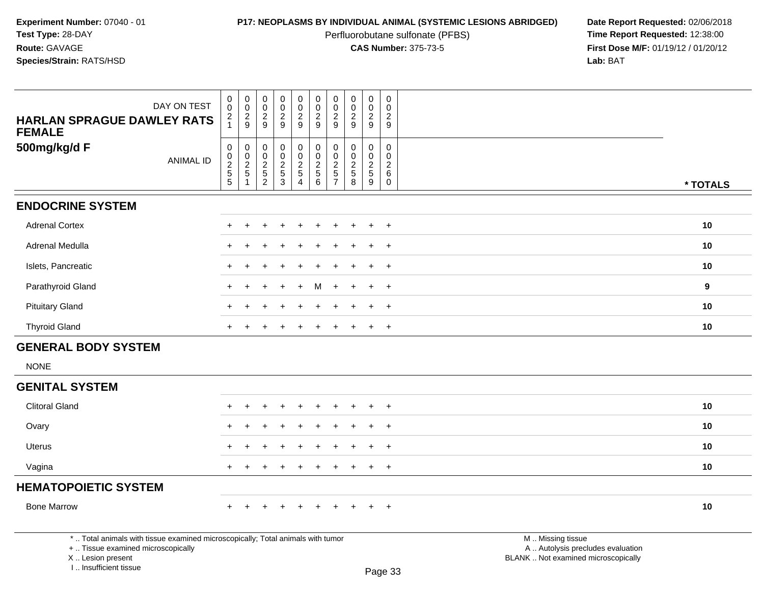**Experiment Number:** 07040 - 01
**Test Type:** 28-DAY
**Route:** GAVAGE
**Species/Strain:** RATS/HSD

**P17: NEOPLASMS BY INDIVIDUAL ANIMAL (SYSTEMIC LESIONS ABRIDGED)**
Perfluorobutane sulfonate (PFBS)
**CAS Number:** 375-73-5

**Date Report Requested:** 02/06/2018
**Time Report Requested:** 12:38:00
**First Dose M/F:** 01/19/12 / 01/20/12
**Lab:** BAT

| DAY ON TEST | 0021 | 0029 | 0029 | 0029 | 0029 | 0029 | 0029 | 0029 | 0029 | 0029 | |
|---|---|---|---|---|---|---|---|---|---|---|---|
| **HARLAN SPRAGUE DAWLEY RATS FEMALE 500mg/kg/d F** ANIMAL ID | 00255 | 00251 | 00252 | 00253 | 00254 | 00256 | 00257 | 00258 | 00259 | 00260 | *** TOTALS** |
| **ENDOCRINE SYSTEM** | | | | | | | | | | | |
| Adrenal Cortex | + | + | + | + | + | + | + | + | + | + | **10** |
| Adrenal Medulla | + | + | + | + | + | + | + | + | + | + | **10** |
| Islets, Pancreatic | + | + | + | + | + | + | + | + | + | + | **10** |
| Parathyroid Gland | + | + | + | + | + | M | + | + | + | + | **9** |
| Pituitary Gland | + | + | + | + | + | + | + | + | + | + | **10** |
| Thyroid Gland | + | + | + | + | + | + | + | + | + | + | **10** |
| **GENERAL BODY SYSTEM** | | | | | | | | | | | |
| NONE | | | | | | | | | | | |
| **GENITAL SYSTEM** | | | | | | | | | | | |
| Clitoral Gland | + | + | + | + | + | + | + | + | + | + | **10** |
| Ovary | + | + | + | + | + | + | + | + | + | + | **10** |
| Uterus | + | + | + | + | + | + | + | + | + | + | **10** |
| Vagina | + | + | + | + | + | + | + | + | + | + | **10** |
| **HEMATOPOIETIC SYSTEM** | | | | | | | | | | | |
| Bone Marrow | + | + | + | + | + | + | + | + | + | + | **10** |

* .. Total animals with tissue examined microscopically; Total animals with tumor
+ .. Tissue examined microscopically
X .. Lesion present
I .. Insufficient tissue

M .. Missing tissue
A .. Autolysis precludes evaluation
BLANK .. Not examined microscopically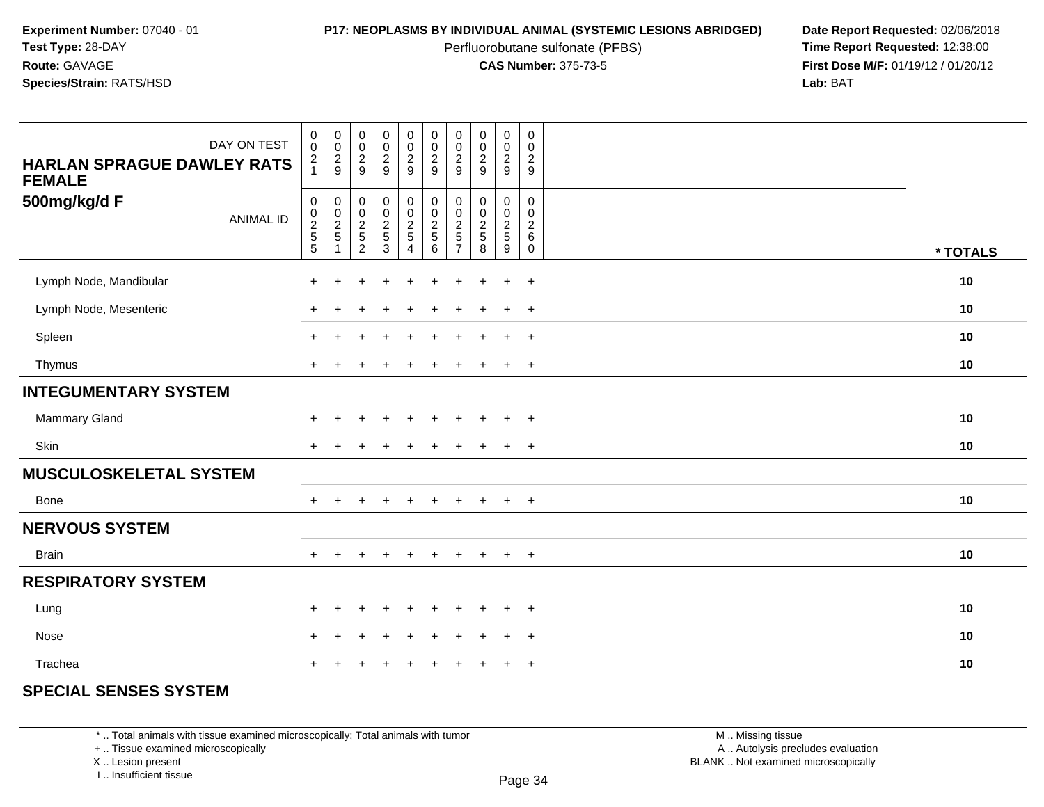**Experiment Number:** 07040 - 01
**Test Type:** 28-DAY
**Route:** GAVAGE
**Species/Strain:** RATS/HSD

**P17: NEOPLASMS BY INDIVIDUAL ANIMAL (SYSTEMIC LESIONS ABRIDGED)**
Perfluorobutane sulfonate (PFBS)
**CAS Number:** 375-73-5

**Date Report Requested:** 02/06/2018
**Time Report Requested:** 12:38:00
**First Dose M/F:** 01/19/12 / 01/20/12
**Lab:** BAT

| HARLAN SPRAGUE DAWLEY RATS FEMALE 500mg/kg/d F — DAY ON TEST | 0021 | 0029 | 0029 | 0029 | 0029 | 0029 | 0029 | 0029 | 0029 | 0029 | |
|---|---|---|---|---|---|---|---|---|---|---|---|
| ANIMAL ID | 00255 | 00251 | 00252 | 00253 | 00254 | 00256 | 00257 | 00258 | 00259 | 00260 | * TOTALS |
| Lymph Node, Mandibular | + | + | + | + | + | + | + | + | + | + | 10 |
| Lymph Node, Mesenteric | + | + | + | + | + | + | + | + | + | + | 10 |
| Spleen | + | + | + | + | + | + | + | + | + | + | 10 |
| Thymus | + | + | + | + | + | + | + | + | + | + | 10 |
| **INTEGUMENTARY SYSTEM** | | | | | | | | | | | |
| Mammary Gland | + | + | + | + | + | + | + | + | + | + | 10 |
| Skin | + | + | + | + | + | + | + | + | + | + | 10 |
| **MUSCULOSKELETAL SYSTEM** | | | | | | | | | | | |
| Bone | + | + | + | + | + | + | + | + | + | + | 10 |
| **NERVOUS SYSTEM** | | | | | | | | | | | |
| Brain | + | + | + | + | + | + | + | + | + | + | 10 |
| **RESPIRATORY SYSTEM** | | | | | | | | | | | |
| Lung | + | + | + | + | + | + | + | + | + | + | 10 |
| Nose | + | + | + | + | + | + | + | + | + | + | 10 |
| Trachea | + | + | + | + | + | + | + | + | + | + | 10 |
| **SPECIAL SENSES SYSTEM** | | | | | | | | | | | |

* .. Total animals with tissue examined microscopically; Total animals with tumor
+ .. Tissue examined microscopically
X .. Lesion present
I .. Insufficient tissue

M .. Missing tissue
A .. Autolysis precludes evaluation
BLANK .. Not examined microscopically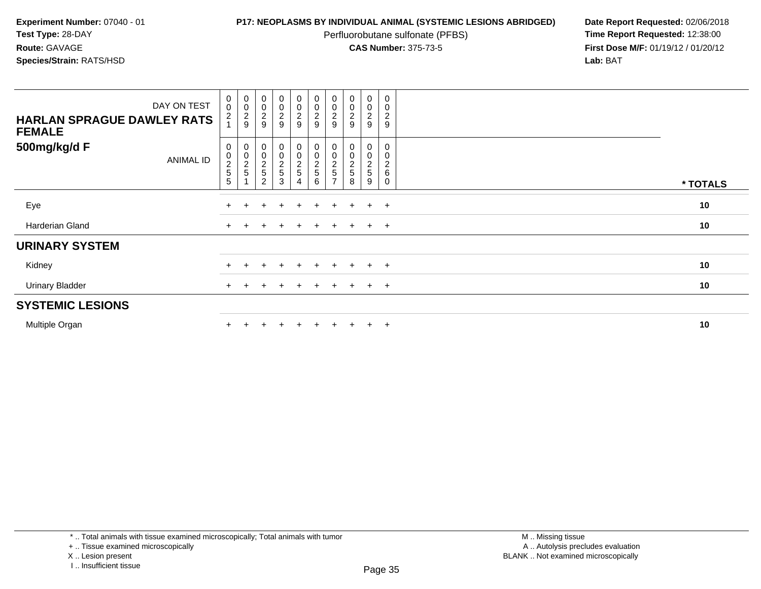**Experiment Number:** 07040 - 01
**Test Type:** 28-DAY
**Route:** GAVAGE
**Species/Strain:** RATS/HSD

**P17: NEOPLASMS BY INDIVIDUAL ANIMAL (SYSTEMIC LESIONS ABRIDGED)**
Perfluorobutane sulfonate (PFBS)
**CAS Number:** 375-73-5

**Date Report Requested:** 02/06/2018
**Time Report Requested:** 12:38:00
**First Dose M/F:** 01/19/12 / 01/20/12
**Lab:** BAT

| HARLAN SPRAGUE DAWLEY RATS FEMALE 500mg/kg/d F | | | | | | | | | | | |
|---|---|---|---|---|---|---|---|---|---|---|---|
| DAY ON TEST | 0021 | 0029 | 0029 | 0029 | 0029 | 0029 | 0029 | 0029 | 0029 | 0029 | |
| ANIMAL ID | 00255 | 00251 | 00252 | 00253 | 00254 | 00256 | 00257 | 00258 | 00259 | 00260 | * TOTALS |
| Eye | + | + | + | + | + | + | + | + | + | + | 10 |
| Harderian Gland | + | + | + | + | + | + | + | + | + | + | 10 |
| **URINARY SYSTEM** | | | | | | | | | | | |
| Kidney | + | + | + | + | + | + | + | + | + | + | 10 |
| Urinary Bladder | + | + | + | + | + | + | + | + | + | + | 10 |
| **SYSTEMIC LESIONS** | | | | | | | | | | | |
| Multiple Organ | + | + | + | + | + | + | + | + | + | + | 10 |

* .. Total animals with tissue examined microscopically; Total animals with tumor
+ .. Tissue examined microscopically
X .. Lesion present
I .. Insufficient tissue

M .. Missing tissue
A .. Autolysis precludes evaluation
BLANK .. Not examined microscopically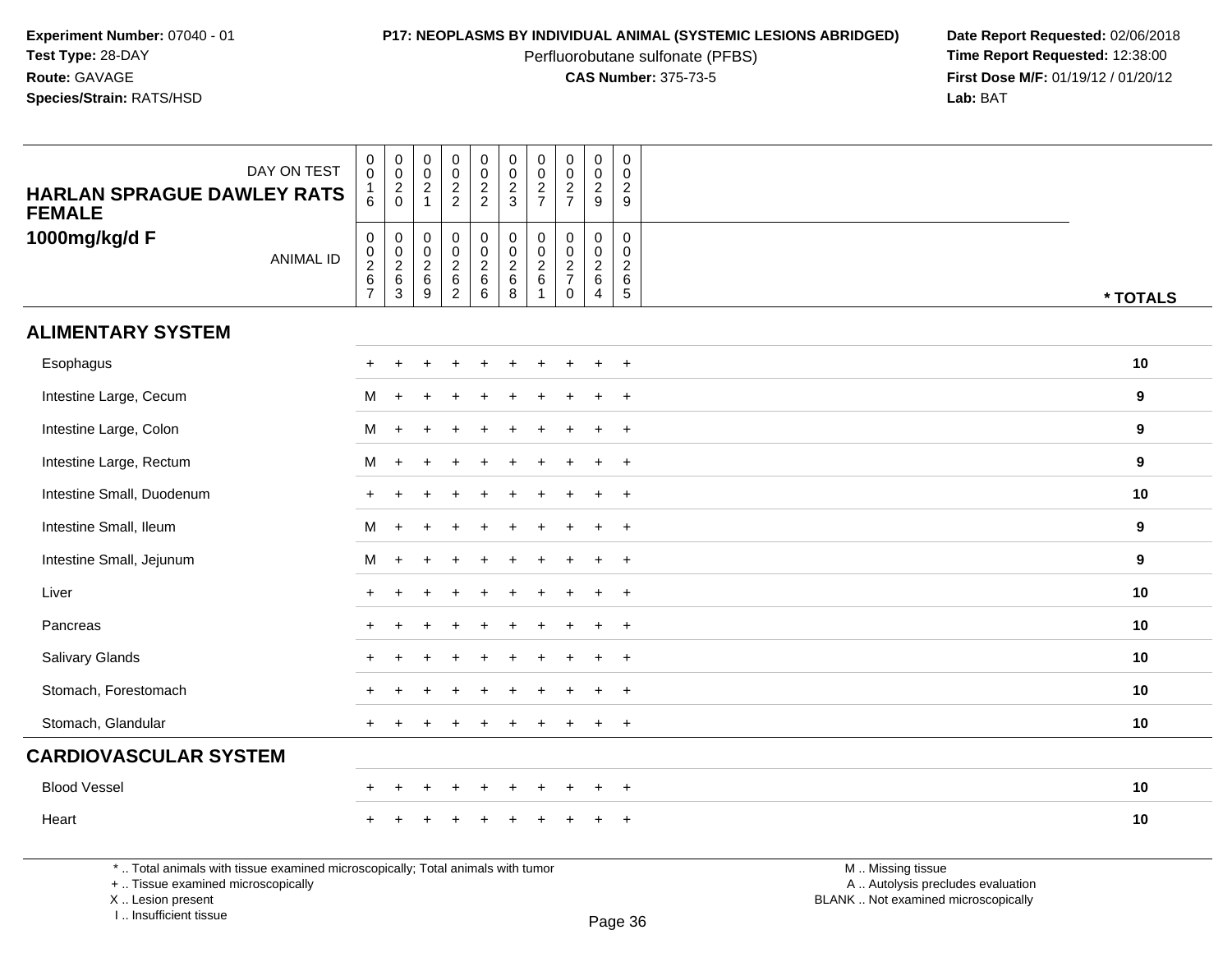**Experiment Number:** 07040 - 01
**Test Type:** 28-DAY
**Route:** GAVAGE
**Species/Strain:** RATS/HSD

**P17: NEOPLASMS BY INDIVIDUAL ANIMAL (SYSTEMIC LESIONS ABRIDGED)**
Perfluorobutane sulfonate (PFBS)
**CAS Number:** 375-73-5

**Date Report Requested:** 02/06/2018
**Time Report Requested:** 12:38:00
**First Dose M/F:** 01/19/12 / 01/20/12
**Lab:** BAT

**HARLAN SPRAGUE DAWLEY RATS FEMALE**
**1000mg/kg/d F**

| DAY ON TEST | 0016 | 0020 | 0021 | 0022 | 0022 | 0023 | 0027 | 0027 | 0029 | 0029 | |
|---|---|---|---|---|---|---|---|---|---|---|---|
| ANIMAL ID | 00267 | 00263 | 00269 | 00262 | 00266 | 00268 | 00261 | 00270 | 00264 | 00265 | * TOTALS |
| **ALIMENTARY SYSTEM** | | | | | | | | | | | |
| Esophagus | + | + | + | + | + | + | + | + | + | + | 10 |
| Intestine Large, Cecum | M | + | + | + | + | + | + | + | + | + | 9 |
| Intestine Large, Colon | M | + | + | + | + | + | + | + | + | + | 9 |
| Intestine Large, Rectum | M | + | + | + | + | + | + | + | + | + | 9 |
| Intestine Small, Duodenum | + | + | + | + | + | + | + | + | + | + | 10 |
| Intestine Small, Ileum | M | + | + | + | + | + | + | + | + | + | 9 |
| Intestine Small, Jejunum | M | + | + | + | + | + | + | + | + | + | 9 |
| Liver | + | + | + | + | + | + | + | + | + | + | 10 |
| Pancreas | + | + | + | + | + | + | + | + | + | + | 10 |
| Salivary Glands | + | + | + | + | + | + | + | + | + | + | 10 |
| Stomach, Forestomach | + | + | + | + | + | + | + | + | + | + | 10 |
| Stomach, Glandular | + | + | + | + | + | + | + | + | + | + | 10 |
| **CARDIOVASCULAR SYSTEM** | | | | | | | | | | | |
| Blood Vessel | + | + | + | + | + | + | + | + | + | + | 10 |
| Heart | + | + | + | + | + | + | + | + | + | + | 10 |

* .. Total animals with tissue examined microscopically; Total animals with tumor
+ .. Tissue examined microscopically
X .. Lesion present
I .. Insufficient tissue

M .. Missing tissue
A .. Autolysis precludes evaluation
BLANK .. Not examined microscopically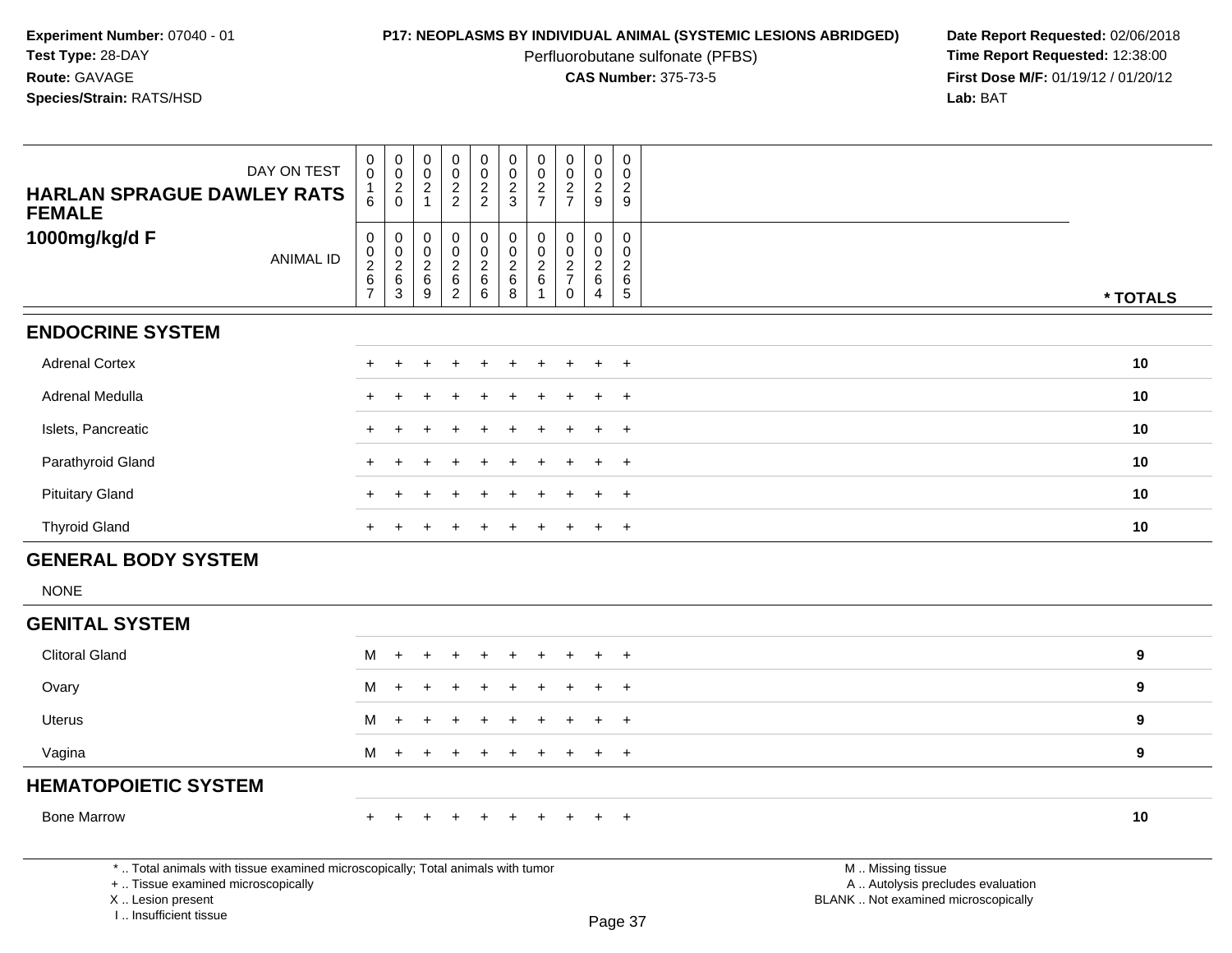**Experiment Number:** 07040 - 01
**Test Type:** 28-DAY
**Route:** GAVAGE
**Species/Strain:** RATS/HSD

**P17: NEOPLASMS BY INDIVIDUAL ANIMAL (SYSTEMIC LESIONS ABRIDGED)**
Perfluorobutane sulfonate (PFBS)
**CAS Number:** 375-73-5

**Date Report Requested:** 02/06/2018
**Time Report Requested:** 12:38:00
**First Dose M/F:** 01/19/12 / 01/20/12
**Lab:** BAT

| HARLAN SPRAGUE DAWLEY RATS FEMALE 1000mg/kg/d F | | | | | | | | | | | |
|---|---|---|---|---|---|---|---|---|---|---|---|
| DAY ON TEST | 0016 | 0020 | 0021 | 0022 | 0022 | 0023 | 0027 | 0027 | 0029 | 0029 | |
| ANIMAL ID | 00267 | 00263 | 00269 | 00262 | 00266 | 00268 | 00261 | 00270 | 00264 | 00265 | * TOTALS |
| **ENDOCRINE SYSTEM** | | | | | | | | | | | |
| Adrenal Cortex | + | + | + | + | + | + | + | + | + | + | 10 |
| Adrenal Medulla | + | + | + | + | + | + | + | + | + | + | 10 |
| Islets, Pancreatic | + | + | + | + | + | + | + | + | + | + | 10 |
| Parathyroid Gland | + | + | + | + | + | + | + | + | + | + | 10 |
| Pituitary Gland | + | + | + | + | + | + | + | + | + | + | 10 |
| Thyroid Gland | + | + | + | + | + | + | + | + | + | + | 10 |
| **GENERAL BODY SYSTEM** | | | | | | | | | | | |
| NONE | | | | | | | | | | | |
| **GENITAL SYSTEM** | | | | | | | | | | | |
| Clitoral Gland | M | + | + | + | + | + | + | + | + | + | 9 |
| Ovary | M | + | + | + | + | + | + | + | + | + | 9 |
| Uterus | M | + | + | + | + | + | + | + | + | + | 9 |
| Vagina | M | + | + | + | + | + | + | + | + | + | 9 |
| **HEMATOPOIETIC SYSTEM** | | | | | | | | | | | |
| Bone Marrow | + | + | + | + | + | + | + | + | + | + | 10 |

* .. Total animals with tissue examined microscopically; Total animals with tumor
+ .. Tissue examined microscopically
X .. Lesion present
I .. Insufficient tissue

M .. Missing tissue
A .. Autolysis precludes evaluation
BLANK .. Not examined microscopically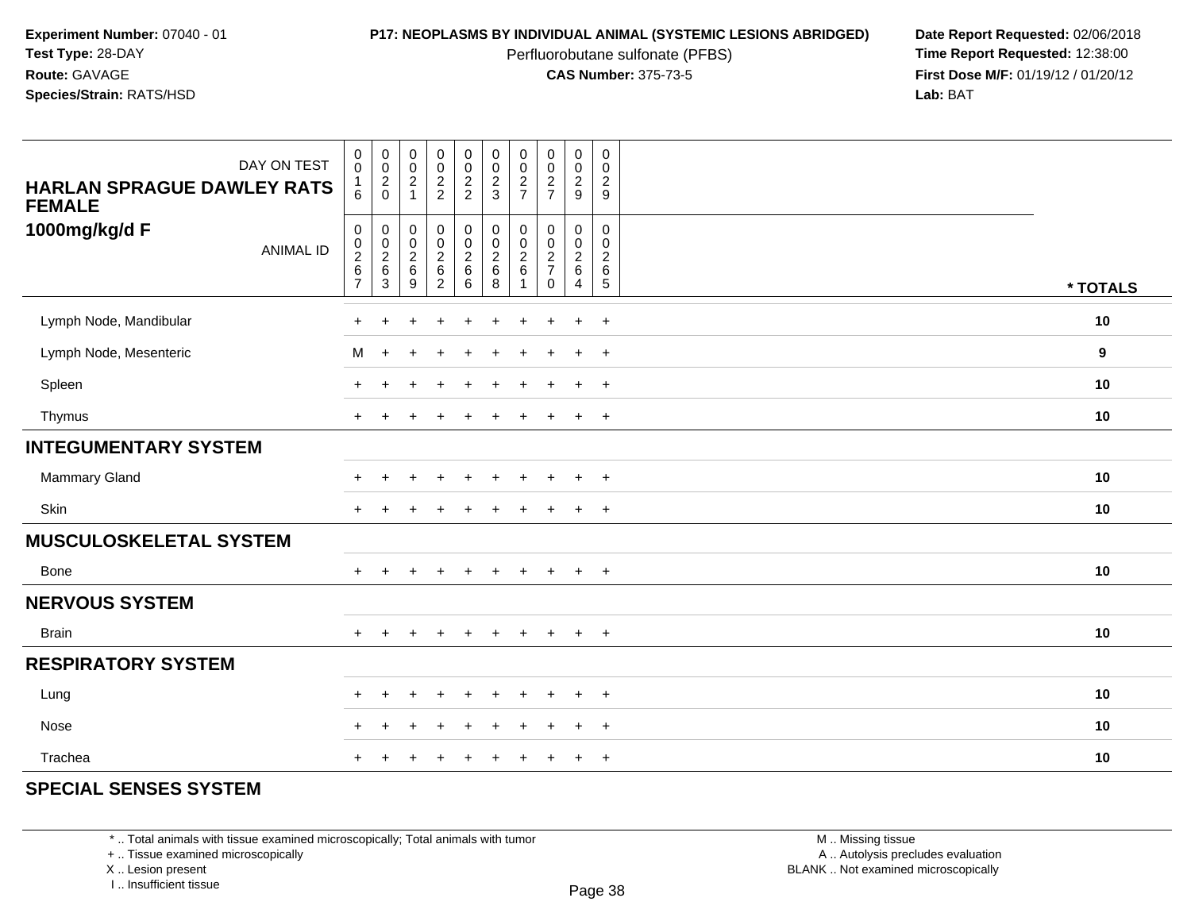**Experiment Number:** 07040 - 01
**Test Type:** 28-DAY
**Route:** GAVAGE
**Species/Strain:** RATS/HSD

**P17: NEOPLASMS BY INDIVIDUAL ANIMAL (SYSTEMIC LESIONS ABRIDGED)**
Perfluorobutane sulfonate (PFBS)
**CAS Number:** 375-73-5

**Date Report Requested:** 02/06/2018
**Time Report Requested:** 12:38:00
**First Dose M/F:** 01/19/12 / 01/20/12
**Lab:** BAT

| HARLAN SPRAGUE DAWLEY RATS FEMALE 1000mg/kg/d F | | | | | | | | | | | |
|---|---|---|---|---|---|---|---|---|---|---|---|
| DAY ON TEST | 0016 | 0020 | 0021 | 0022 | 0022 | 0023 | 0027 | 0027 | 0029 | 0029 | |
| ANIMAL ID | 00267 | 00263 | 00269 | 00262 | 00266 | 00268 | 00261 | 00270 | 00264 | 00265 | * TOTALS |
| Lymph Node, Mandibular | + | + | + | + | + | + | + | + | + | + | 10 |
| Lymph Node, Mesenteric | M | + | + | + | + | + | + | + | + | + | 9 |
| Spleen | + | + | + | + | + | + | + | + | + | + | 10 |
| Thymus | + | + | + | + | + | + | + | + | + | + | 10 |
| **INTEGUMENTARY SYSTEM** | | | | | | | | | | | |
| Mammary Gland | + | + | + | + | + | + | + | + | + | + | 10 |
| Skin | + | + | + | + | + | + | + | + | + | + | 10 |
| **MUSCULOSKELETAL SYSTEM** | | | | | | | | | | | |
| Bone | + | + | + | + | + | + | + | + | + | + | 10 |
| **NERVOUS SYSTEM** | | | | | | | | | | | |
| Brain | + | + | + | + | + | + | + | + | + | + | 10 |
| **RESPIRATORY SYSTEM** | | | | | | | | | | | |
| Lung | + | + | + | + | + | + | + | + | + | + | 10 |
| Nose | + | + | + | + | + | + | + | + | + | + | 10 |
| Trachea | + | + | + | + | + | + | + | + | + | + | 10 |
| **SPECIAL SENSES SYSTEM** | | | | | | | | | | | |

* .. Total animals with tissue examined microscopically; Total animals with tumor
+ .. Tissue examined microscopically
X .. Lesion present
I .. Insufficient tissue

M .. Missing tissue
A .. Autolysis precludes evaluation
BLANK .. Not examined microscopically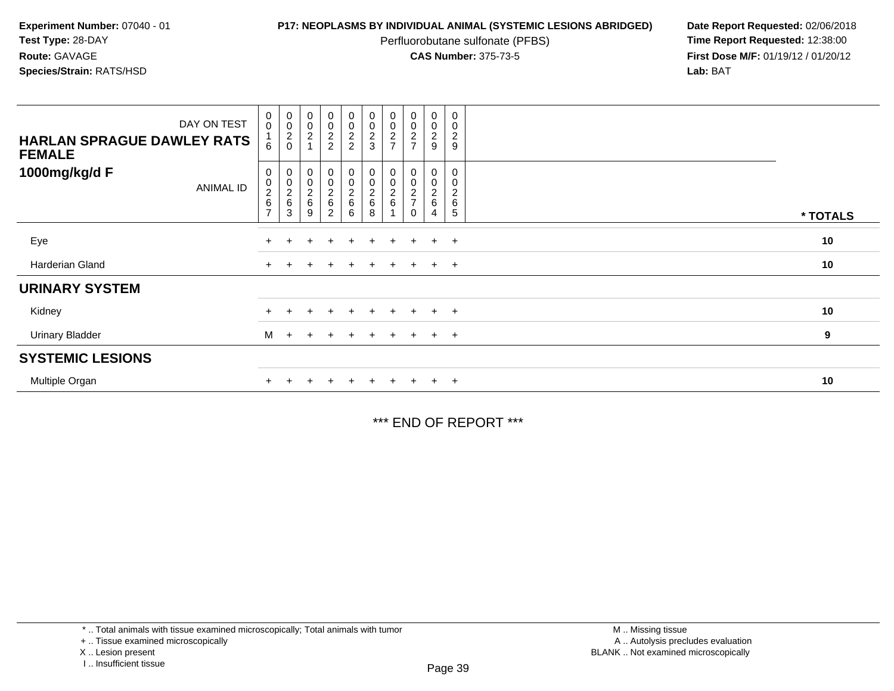**Experiment Number:** 07040 - 01
**Test Type:** 28-DAY
**Route:** GAVAGE
**Species/Strain:** RATS/HSD

**P17: NEOPLASMS BY INDIVIDUAL ANIMAL (SYSTEMIC LESIONS ABRIDGED)**
Perfluorobutane sulfonate (PFBS)
**CAS Number:** 375-73-5

**Date Report Requested:** 02/06/2018
**Time Report Requested:** 12:38:00
**First Dose M/F:** 01/19/12 / 01/20/12
**Lab:** BAT

| HARLAN SPRAGUE DAWLEY RATS FEMALE 1000mg/kg/d F | | | | | | | | | | | |
|---|---|---|---|---|---|---|---|---|---|---|---|
| DAY ON TEST | 0016 | 0020 | 0021 | 0022 | 0022 | 0023 | 0027 | 0027 | 0029 | 0029 | |
| ANIMAL ID | 00267 | 00263 | 00269 | 00262 | 00266 | 00268 | 00261 | 00270 | 00264 | 00265 | * TOTALS |
| Eye | + | + | + | + | + | + | + | + | + | + | 10 |
| Harderian Gland | + | + | + | + | + | + | + | + | + | + | 10 |
| **URINARY SYSTEM** | | | | | | | | | | | |
| Kidney | + | + | + | + | + | + | + | + | + | + | 10 |
| Urinary Bladder | M | + | + | + | + | + | + | + | + | + | 9 |
| **SYSTEMIC LESIONS** | | | | | | | | | | | |
| Multiple Organ | + | + | + | + | + | + | + | + | + | + | 10 |

*** END OF REPORT ***

* .. Total animals with tissue examined microscopically; Total animals with tumor
+ .. Tissue examined microscopically
X .. Lesion present
I .. Insufficient tissue

M .. Missing tissue
A .. Autolysis precludes evaluation
BLANK .. Not examined microscopically